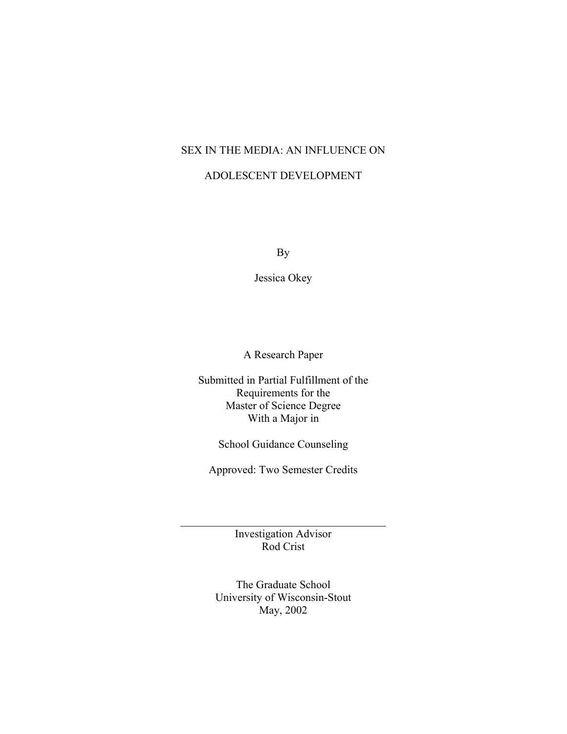# SEX IN THE MEDIA: AN INFLUENCE ON ADOLESCENT DEVELOPMENT

By

Jessica Okey

A Research Paper

Submitted in Partial Fulfillment of the
Requirements for the
Master of Science Degree
With a Major in

School Guidance Counseling

Approved: Two Semester Credits

---

Investigation Advisor
Rod Crist

The Graduate School
University of Wisconsin-Stout
May, 2002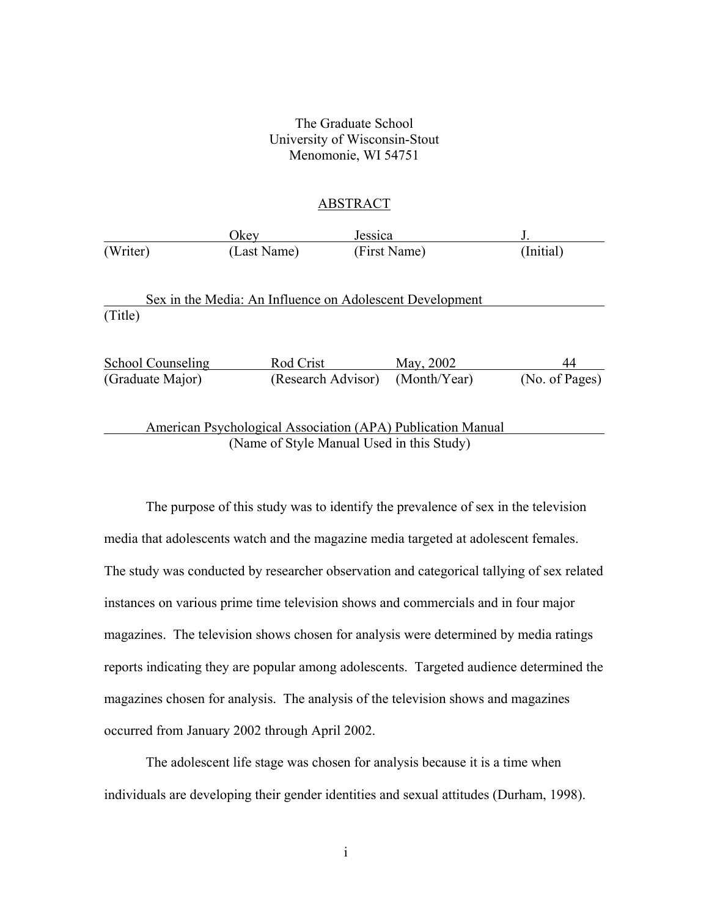The Graduate School
University of Wisconsin-Stout
Menomonie, WI 54751

## ABSTRACT

| | Okey | Jessica | J. |
|---|---|---|---|
| (Writer) | (Last Name) | (First Name) | (Initial) |

Sex in the Media: An Influence on Adolescent Development
(Title)

| School Counseling | Rod Crist | May, 2002 | 44 |
|---|---|---|---|
| (Graduate Major) | (Research Advisor) | (Month/Year) | (No. of Pages) |

American Psychological Association (APA) Publication Manual
(Name of Style Manual Used in this Study)

The purpose of this study was to identify the prevalence of sex in the television media that adolescents watch and the magazine media targeted at adolescent females. The study was conducted by researcher observation and categorical tallying of sex related instances on various prime time television shows and commercials and in four major magazines. The television shows chosen for analysis were determined by media ratings reports indicating they are popular among adolescents. Targeted audience determined the magazines chosen for analysis. The analysis of the television shows and magazines occurred from January 2002 through April 2002.

The adolescent life stage was chosen for analysis because it is a time when individuals are developing their gender identities and sexual attitudes (Durham, 1998).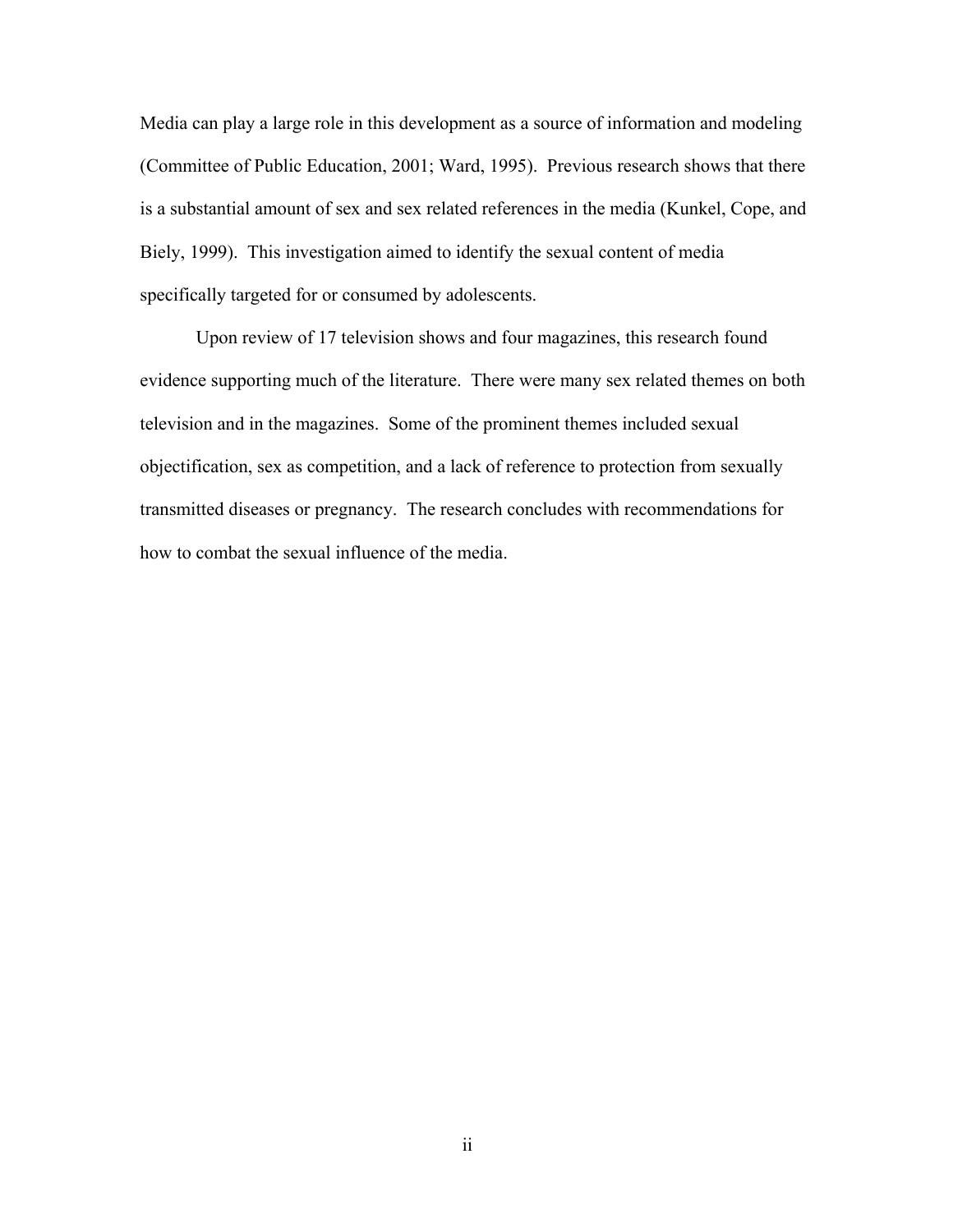Media can play a large role in this development as a source of information and modeling (Committee of Public Education, 2001; Ward, 1995). Previous research shows that there is a substantial amount of sex and sex related references in the media (Kunkel, Cope, and Biely, 1999). This investigation aimed to identify the sexual content of media specifically targeted for or consumed by adolescents.

Upon review of 17 television shows and four magazines, this research found evidence supporting much of the literature. There were many sex related themes on both television and in the magazines. Some of the prominent themes included sexual objectification, sex as competition, and a lack of reference to protection from sexually transmitted diseases or pregnancy. The research concludes with recommendations for how to combat the sexual influence of the media.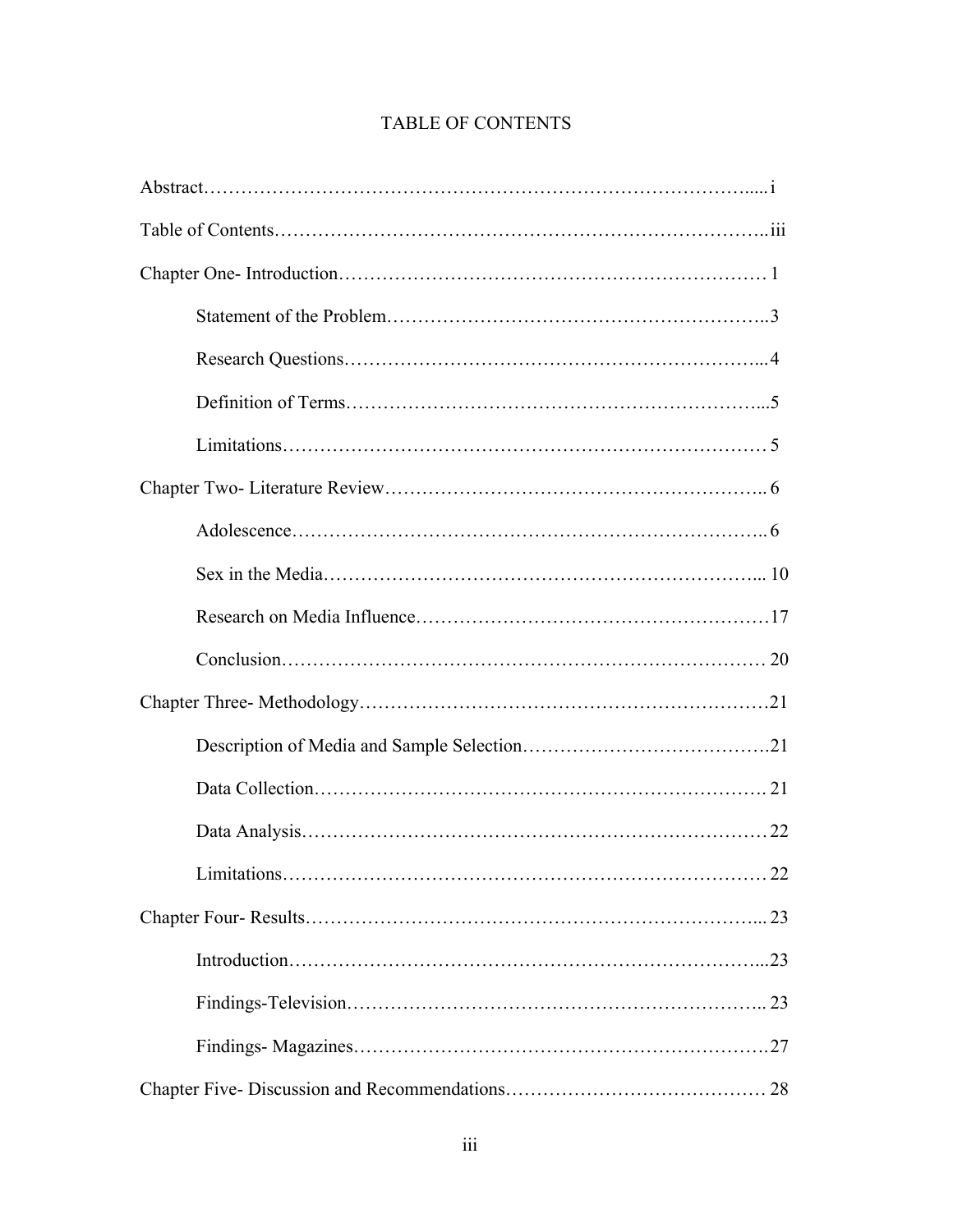# TABLE OF CONTENTS

Abstract…………………………………………………………………………….....i

Table of Contents…………………………………………………………………..iii

Chapter One- Introduction…………………………………………………………… 1

Statement of the Problem…………………………………………………..3

Research Questions………………………………………………………...4

Definition of Terms………………………………………………………...5

Limitations…………………………………………………………………… 5

Chapter Two- Literature Review………………………………………………….. 6

Adolescence……………………………………………………………….. 6

Sex in the Media…………………………………………………………... 10

Research on Media Influence………………………………………………17

Conclusion…………………………………………………………………… 20

Chapter Three- Methodology…………………………………………………………21

Description of Media and Sample Selection………………………………….21

Data Collection……………………………………………………………. 21

Data Analysis……………………………………………………………… 22

Limitations………………………………………………………………… 22

Chapter Four- Results…………………………………………………………... 23

Introduction………………………………………………………………...23

Findings-Television……………………………………………………….. 23

Findings- Magazines…………………………………………………………27

Chapter Five- Discussion and Recommendations…………………………………… 28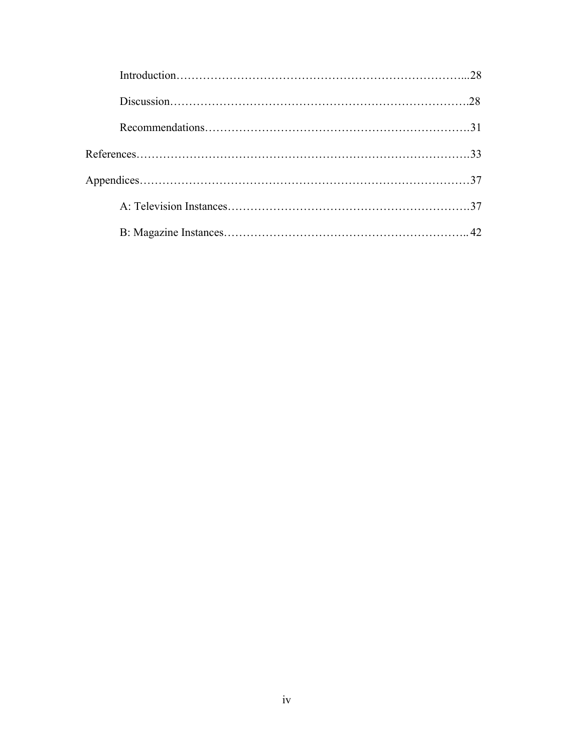Introduction………………………………………………………………...28

Discussion…………………………………………………………………….28

Recommendations…………………………………………………………….31

References……………………………………………………………………………….33

Appendices……………………………………………………………………………….37

A: Television Instances……………………………………………………….37

B: Magazine Instances……………………………………………………….. 42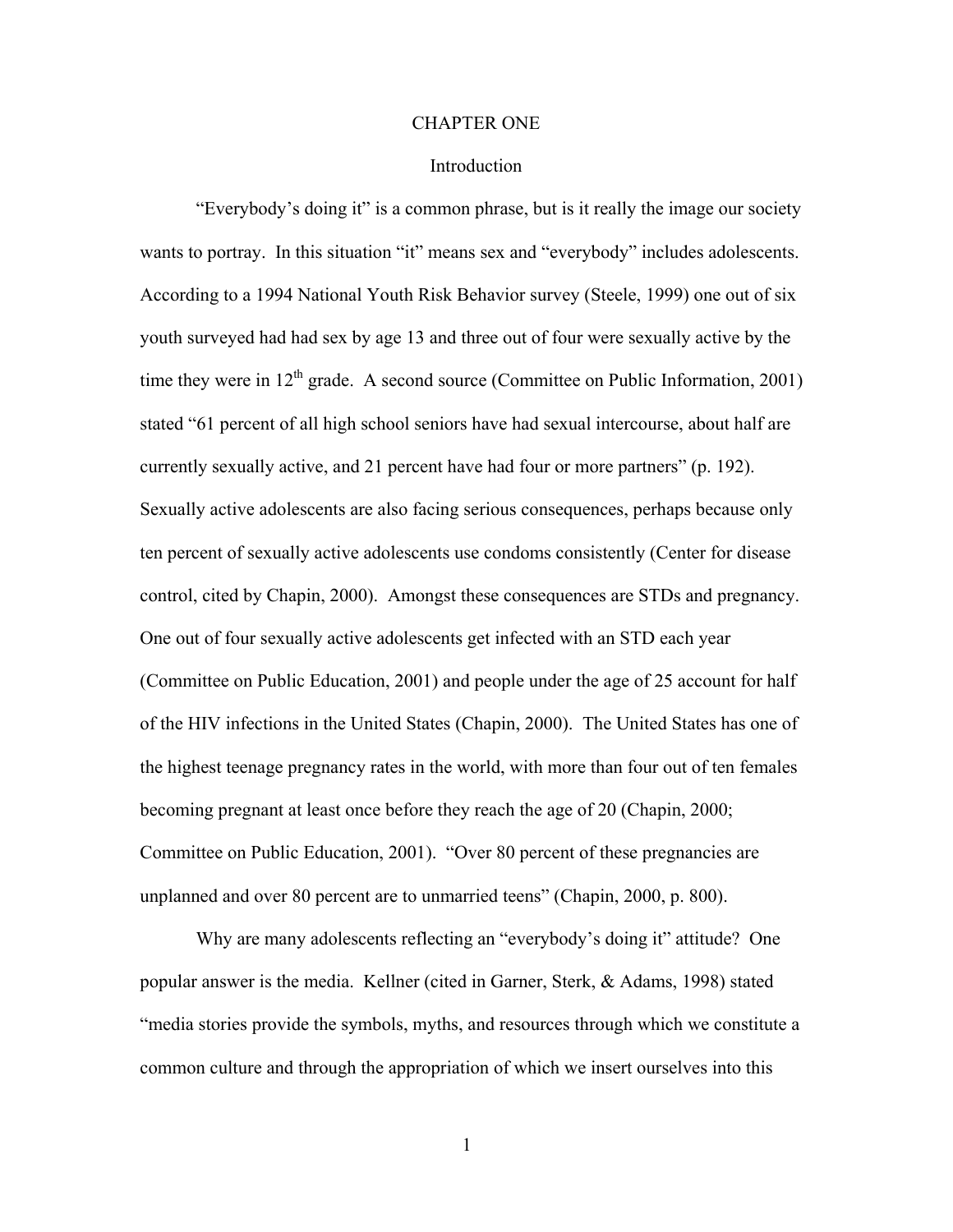# CHAPTER ONE

## Introduction

"Everybody's doing it" is a common phrase, but is it really the image our society wants to portray. In this situation "it" means sex and "everybody" includes adolescents. According to a 1994 National Youth Risk Behavior survey (Steele, 1999) one out of six youth surveyed had had sex by age 13 and three out of four were sexually active by the time they were in 12th grade. A second source (Committee on Public Information, 2001) stated "61 percent of all high school seniors have had sexual intercourse, about half are currently sexually active, and 21 percent have had four or more partners" (p. 192). Sexually active adolescents are also facing serious consequences, perhaps because only ten percent of sexually active adolescents use condoms consistently (Center for disease control, cited by Chapin, 2000). Amongst these consequences are STDs and pregnancy. One out of four sexually active adolescents get infected with an STD each year (Committee on Public Education, 2001) and people under the age of 25 account for half of the HIV infections in the United States (Chapin, 2000). The United States has one of the highest teenage pregnancy rates in the world, with more than four out of ten females becoming pregnant at least once before they reach the age of 20 (Chapin, 2000; Committee on Public Education, 2001). "Over 80 percent of these pregnancies are unplanned and over 80 percent are to unmarried teens" (Chapin, 2000, p. 800).

Why are many adolescents reflecting an "everybody's doing it" attitude? One popular answer is the media. Kellner (cited in Garner, Sterk, & Adams, 1998) stated "media stories provide the symbols, myths, and resources through which we constitute a common culture and through the appropriation of which we insert ourselves into this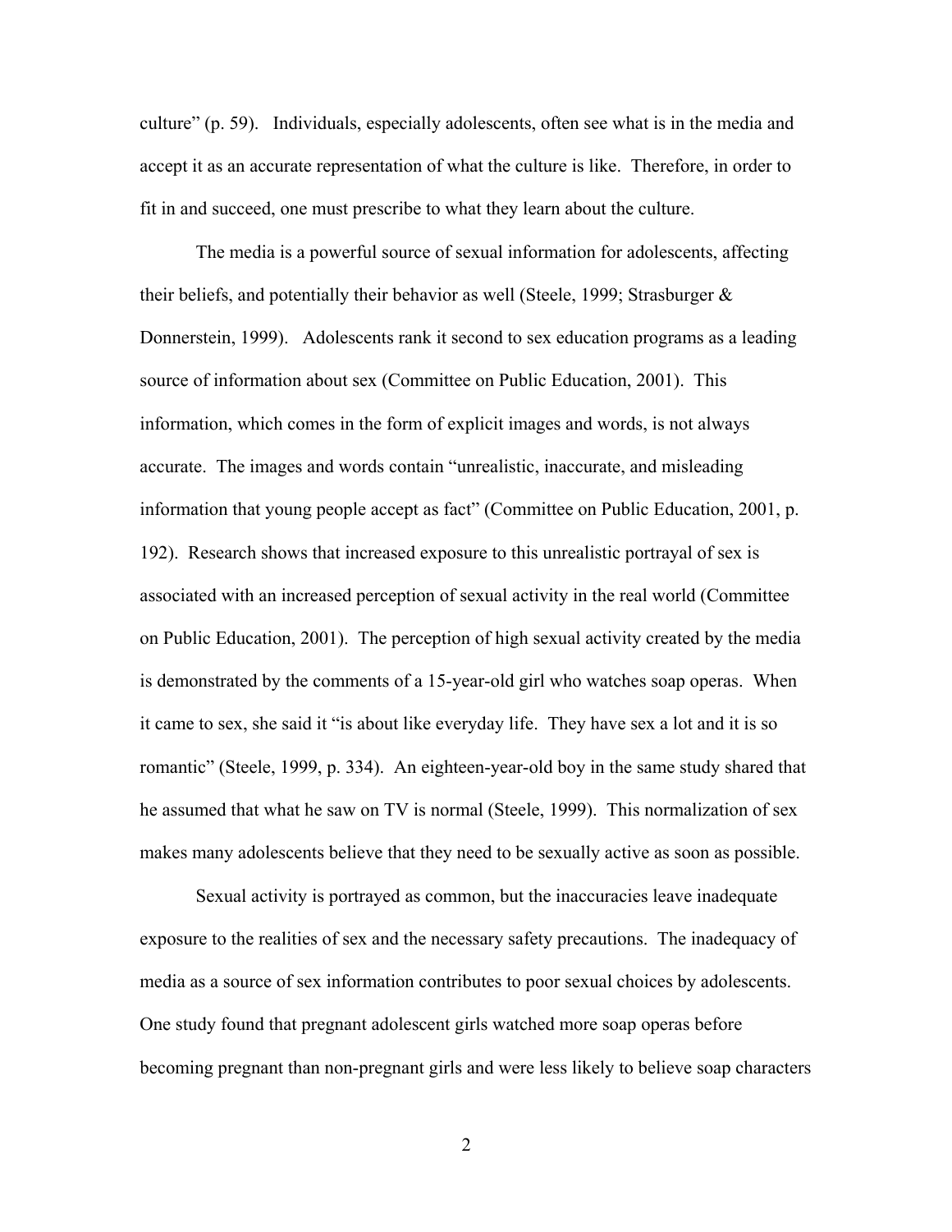culture" (p. 59). Individuals, especially adolescents, often see what is in the media and accept it as an accurate representation of what the culture is like. Therefore, in order to fit in and succeed, one must prescribe to what they learn about the culture.

The media is a powerful source of sexual information for adolescents, affecting their beliefs, and potentially their behavior as well (Steele, 1999; Strasburger & Donnerstein, 1999). Adolescents rank it second to sex education programs as a leading source of information about sex (Committee on Public Education, 2001). This information, which comes in the form of explicit images and words, is not always accurate. The images and words contain "unrealistic, inaccurate, and misleading information that young people accept as fact" (Committee on Public Education, 2001, p. 192). Research shows that increased exposure to this unrealistic portrayal of sex is associated with an increased perception of sexual activity in the real world (Committee on Public Education, 2001). The perception of high sexual activity created by the media is demonstrated by the comments of a 15-year-old girl who watches soap operas. When it came to sex, she said it "is about like everyday life. They have sex a lot and it is so romantic" (Steele, 1999, p. 334). An eighteen-year-old boy in the same study shared that he assumed that what he saw on TV is normal (Steele, 1999). This normalization of sex makes many adolescents believe that they need to be sexually active as soon as possible.

Sexual activity is portrayed as common, but the inaccuracies leave inadequate exposure to the realities of sex and the necessary safety precautions. The inadequacy of media as a source of sex information contributes to poor sexual choices by adolescents. One study found that pregnant adolescent girls watched more soap operas before becoming pregnant than non-pregnant girls and were less likely to believe soap characters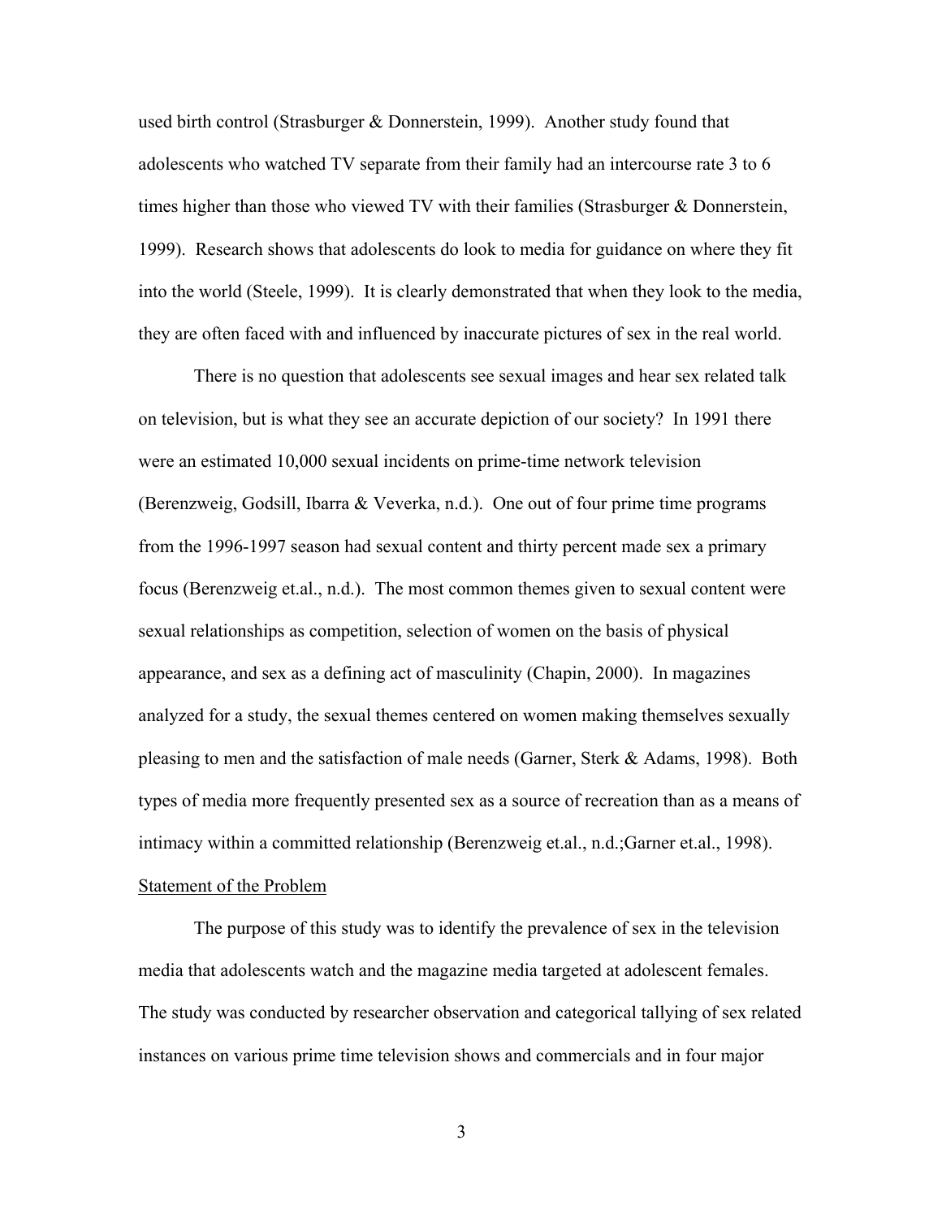used birth control (Strasburger & Donnerstein, 1999). Another study found that adolescents who watched TV separate from their family had an intercourse rate 3 to 6 times higher than those who viewed TV with their families (Strasburger & Donnerstein, 1999). Research shows that adolescents do look to media for guidance on where they fit into the world (Steele, 1999). It is clearly demonstrated that when they look to the media, they are often faced with and influenced by inaccurate pictures of sex in the real world.

There is no question that adolescents see sexual images and hear sex related talk on television, but is what they see an accurate depiction of our society? In 1991 there were an estimated 10,000 sexual incidents on prime-time network television (Berenzweig, Godsill, Ibarra & Veverka, n.d.). One out of four prime time programs from the 1996-1997 season had sexual content and thirty percent made sex a primary focus (Berenzweig et.al., n.d.). The most common themes given to sexual content were sexual relationships as competition, selection of women on the basis of physical appearance, and sex as a defining act of masculinity (Chapin, 2000). In magazines analyzed for a study, the sexual themes centered on women making themselves sexually pleasing to men and the satisfaction of male needs (Garner, Sterk & Adams, 1998). Both types of media more frequently presented sex as a source of recreation than as a means of intimacy within a committed relationship (Berenzweig et.al., n.d.;Garner et.al., 1998).

## Statement of the Problem

The purpose of this study was to identify the prevalence of sex in the television media that adolescents watch and the magazine media targeted at adolescent females. The study was conducted by researcher observation and categorical tallying of sex related instances on various prime time television shows and commercials and in four major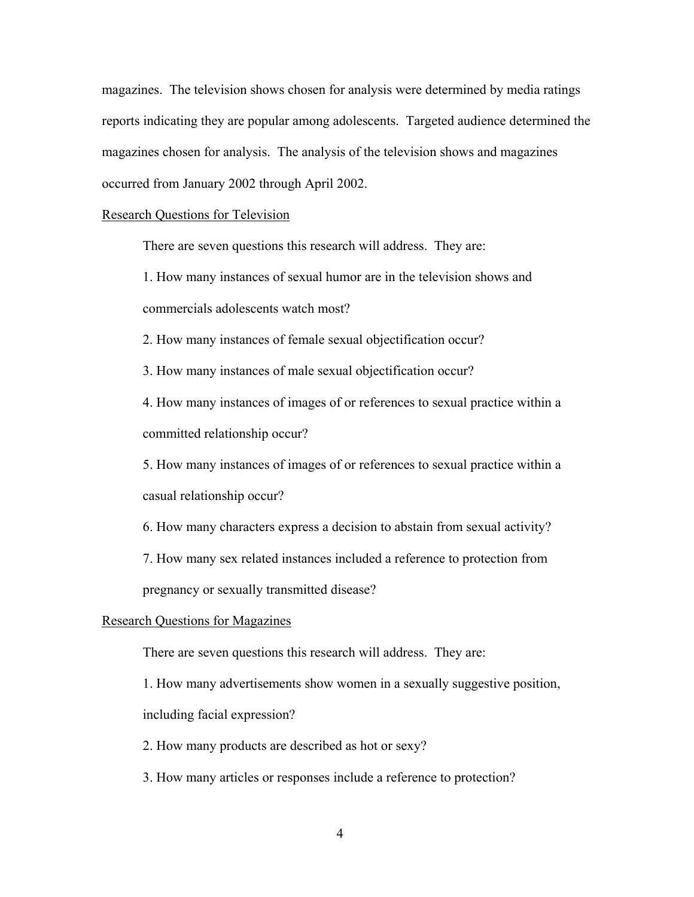magazines. The television shows chosen for analysis were determined by media ratings reports indicating they are popular among adolescents. Targeted audience determined the magazines chosen for analysis. The analysis of the television shows and magazines occurred from January 2002 through April 2002.

<u>Research Questions for Television</u>

There are seven questions this research will address. They are:

1. How many instances of sexual humor are in the television shows and commercials adolescents watch most?
2. How many instances of female sexual objectification occur?
3. How many instances of male sexual objectification occur?
4. How many instances of images of or references to sexual practice within a committed relationship occur?
5. How many instances of images of or references to sexual practice within a casual relationship occur?
6. How many characters express a decision to abstain from sexual activity?
7. How many sex related instances included a reference to protection from pregnancy or sexually transmitted disease?

<u>Research Questions for Magazines</u>

There are seven questions this research will address. They are:

1. How many advertisements show women in a sexually suggestive position, including facial expression?
2. How many products are described as hot or sexy?
3. How many articles or responses include a reference to protection?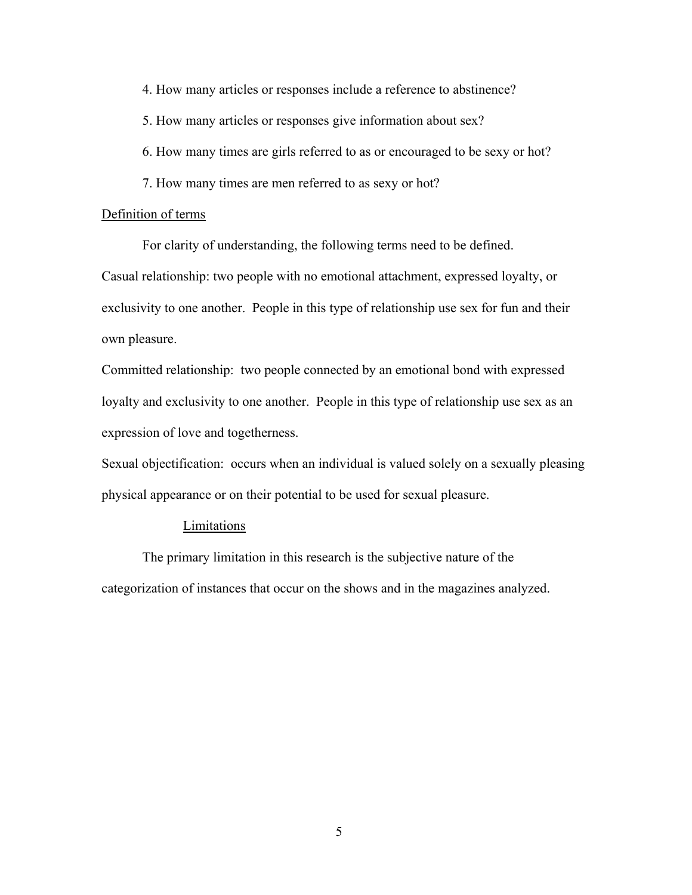4. How many articles or responses include a reference to abstinence?

5. How many articles or responses give information about sex?

6. How many times are girls referred to as or encouraged to be sexy or hot?

7. How many times are men referred to as sexy or hot?

## Definition of terms

For clarity of understanding, the following terms need to be defined.

Casual relationship: two people with no emotional attachment, expressed loyalty, or exclusivity to one another. People in this type of relationship use sex for fun and their own pleasure.

Committed relationship: two people connected by an emotional bond with expressed loyalty and exclusivity to one another. People in this type of relationship use sex as an expression of love and togetherness.

Sexual objectification: occurs when an individual is valued solely on a sexually pleasing physical appearance or on their potential to be used for sexual pleasure.

## Limitations

The primary limitation in this research is the subjective nature of the categorization of instances that occur on the shows and in the magazines analyzed.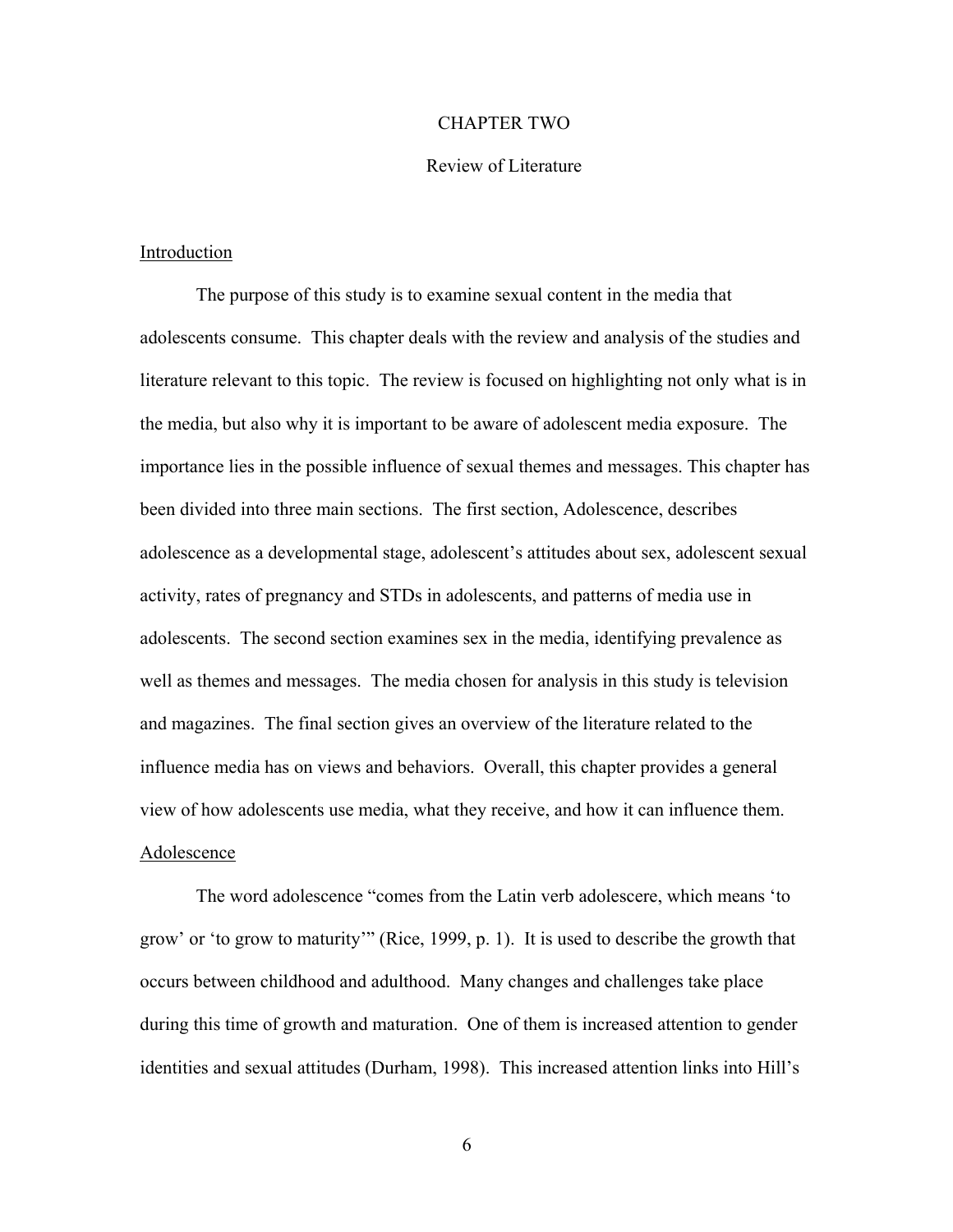# CHAPTER TWO

## Review of Literature

### Introduction

The purpose of this study is to examine sexual content in the media that adolescents consume. This chapter deals with the review and analysis of the studies and literature relevant to this topic. The review is focused on highlighting not only what is in the media, but also why it is important to be aware of adolescent media exposure. The importance lies in the possible influence of sexual themes and messages. This chapter has been divided into three main sections. The first section, Adolescence, describes adolescence as a developmental stage, adolescent's attitudes about sex, adolescent sexual activity, rates of pregnancy and STDs in adolescents, and patterns of media use in adolescents. The second section examines sex in the media, identifying prevalence as well as themes and messages. The media chosen for analysis in this study is television and magazines. The final section gives an overview of the literature related to the influence media has on views and behaviors. Overall, this chapter provides a general view of how adolescents use media, what they receive, and how it can influence them.

### Adolescence

The word adolescence "comes from the Latin verb adolescere, which means 'to grow' or 'to grow to maturity'" (Rice, 1999, p. 1). It is used to describe the growth that occurs between childhood and adulthood. Many changes and challenges take place during this time of growth and maturation. One of them is increased attention to gender identities and sexual attitudes (Durham, 1998). This increased attention links into Hill's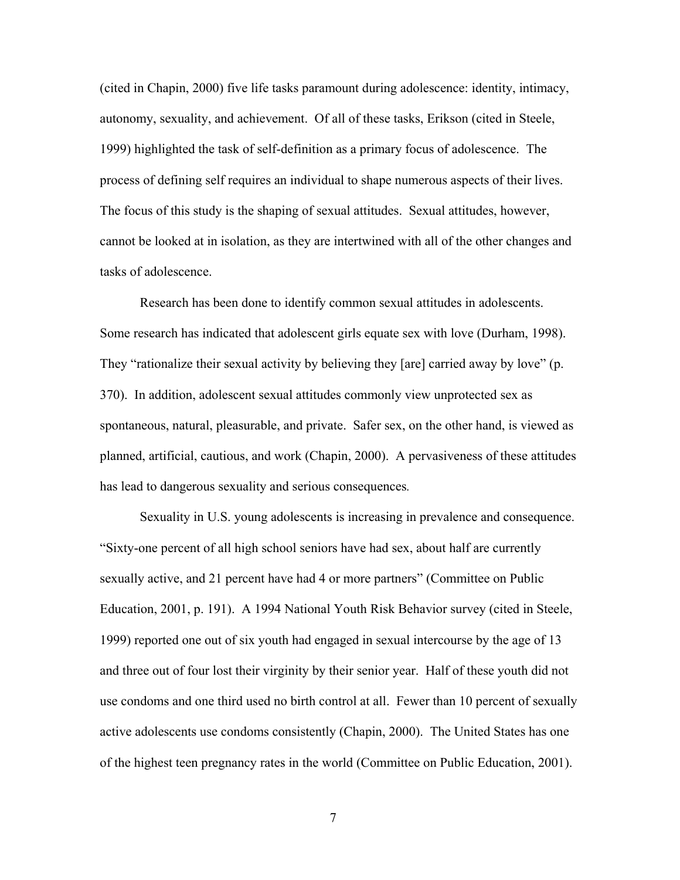(cited in Chapin, 2000) five life tasks paramount during adolescence: identity, intimacy, autonomy, sexuality, and achievement. Of all of these tasks, Erikson (cited in Steele, 1999) highlighted the task of self-definition as a primary focus of adolescence. The process of defining self requires an individual to shape numerous aspects of their lives. The focus of this study is the shaping of sexual attitudes. Sexual attitudes, however, cannot be looked at in isolation, as they are intertwined with all of the other changes and tasks of adolescence.

Research has been done to identify common sexual attitudes in adolescents. Some research has indicated that adolescent girls equate sex with love (Durham, 1998). They "rationalize their sexual activity by believing they [are] carried away by love" (p. 370). In addition, adolescent sexual attitudes commonly view unprotected sex as spontaneous, natural, pleasurable, and private. Safer sex, on the other hand, is viewed as planned, artificial, cautious, and work (Chapin, 2000). A pervasiveness of these attitudes has lead to dangerous sexuality and serious consequences.

Sexuality in U.S. young adolescents is increasing in prevalence and consequence. "Sixty-one percent of all high school seniors have had sex, about half are currently sexually active, and 21 percent have had 4 or more partners" (Committee on Public Education, 2001, p. 191). A 1994 National Youth Risk Behavior survey (cited in Steele, 1999) reported one out of six youth had engaged in sexual intercourse by the age of 13 and three out of four lost their virginity by their senior year. Half of these youth did not use condoms and one third used no birth control at all. Fewer than 10 percent of sexually active adolescents use condoms consistently (Chapin, 2000). The United States has one of the highest teen pregnancy rates in the world (Committee on Public Education, 2001).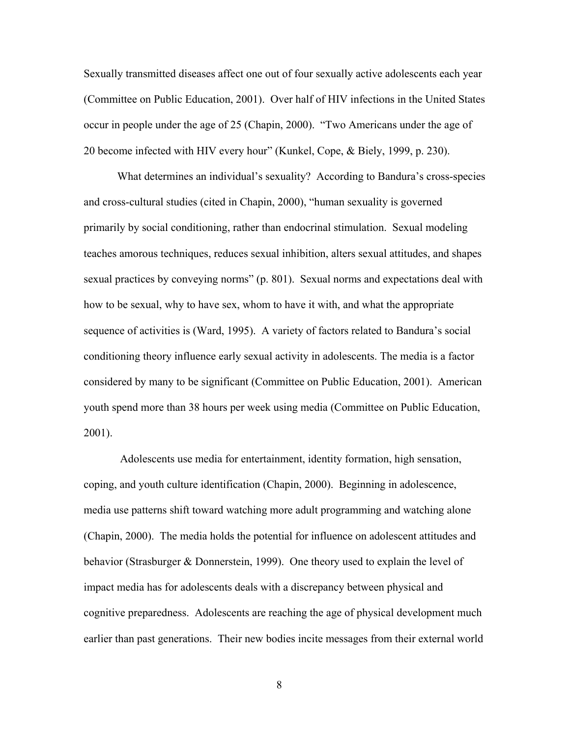Sexually transmitted diseases affect one out of four sexually active adolescents each year (Committee on Public Education, 2001). Over half of HIV infections in the United States occur in people under the age of 25 (Chapin, 2000). "Two Americans under the age of 20 become infected with HIV every hour" (Kunkel, Cope, & Biely, 1999, p. 230).

What determines an individual's sexuality? According to Bandura's cross-species and cross-cultural studies (cited in Chapin, 2000), "human sexuality is governed primarily by social conditioning, rather than endocrinal stimulation. Sexual modeling teaches amorous techniques, reduces sexual inhibition, alters sexual attitudes, and shapes sexual practices by conveying norms" (p. 801). Sexual norms and expectations deal with how to be sexual, why to have sex, whom to have it with, and what the appropriate sequence of activities is (Ward, 1995). A variety of factors related to Bandura's social conditioning theory influence early sexual activity in adolescents. The media is a factor considered by many to be significant (Committee on Public Education, 2001). American youth spend more than 38 hours per week using media (Committee on Public Education, 2001).

Adolescents use media for entertainment, identity formation, high sensation, coping, and youth culture identification (Chapin, 2000). Beginning in adolescence, media use patterns shift toward watching more adult programming and watching alone (Chapin, 2000). The media holds the potential for influence on adolescent attitudes and behavior (Strasburger & Donnerstein, 1999). One theory used to explain the level of impact media has for adolescents deals with a discrepancy between physical and cognitive preparedness. Adolescents are reaching the age of physical development much earlier than past generations. Their new bodies incite messages from their external world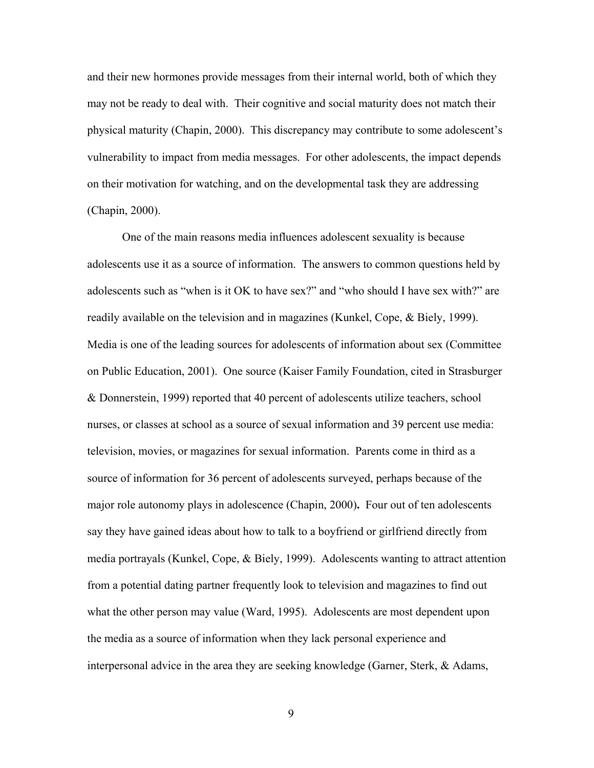and their new hormones provide messages from their internal world, both of which they may not be ready to deal with. Their cognitive and social maturity does not match their physical maturity (Chapin, 2000). This discrepancy may contribute to some adolescent's vulnerability to impact from media messages. For other adolescents, the impact depends on their motivation for watching, and on the developmental task they are addressing (Chapin, 2000).

One of the main reasons media influences adolescent sexuality is because adolescents use it as a source of information. The answers to common questions held by adolescents such as "when is it OK to have sex?" and "who should I have sex with?" are readily available on the television and in magazines (Kunkel, Cope, & Biely, 1999). Media is one of the leading sources for adolescents of information about sex (Committee on Public Education, 2001). One source (Kaiser Family Foundation, cited in Strasburger & Donnerstein, 1999) reported that 40 percent of adolescents utilize teachers, school nurses, or classes at school as a source of sexual information and 39 percent use media: television, movies, or magazines for sexual information. Parents come in third as a source of information for 36 percent of adolescents surveyed, perhaps because of the major role autonomy plays in adolescence (Chapin, 2000)**.** Four out of ten adolescents say they have gained ideas about how to talk to a boyfriend or girlfriend directly from media portrayals (Kunkel, Cope, & Biely, 1999). Adolescents wanting to attract attention from a potential dating partner frequently look to television and magazines to find out what the other person may value (Ward, 1995). Adolescents are most dependent upon the media as a source of information when they lack personal experience and interpersonal advice in the area they are seeking knowledge (Garner, Sterk, & Adams,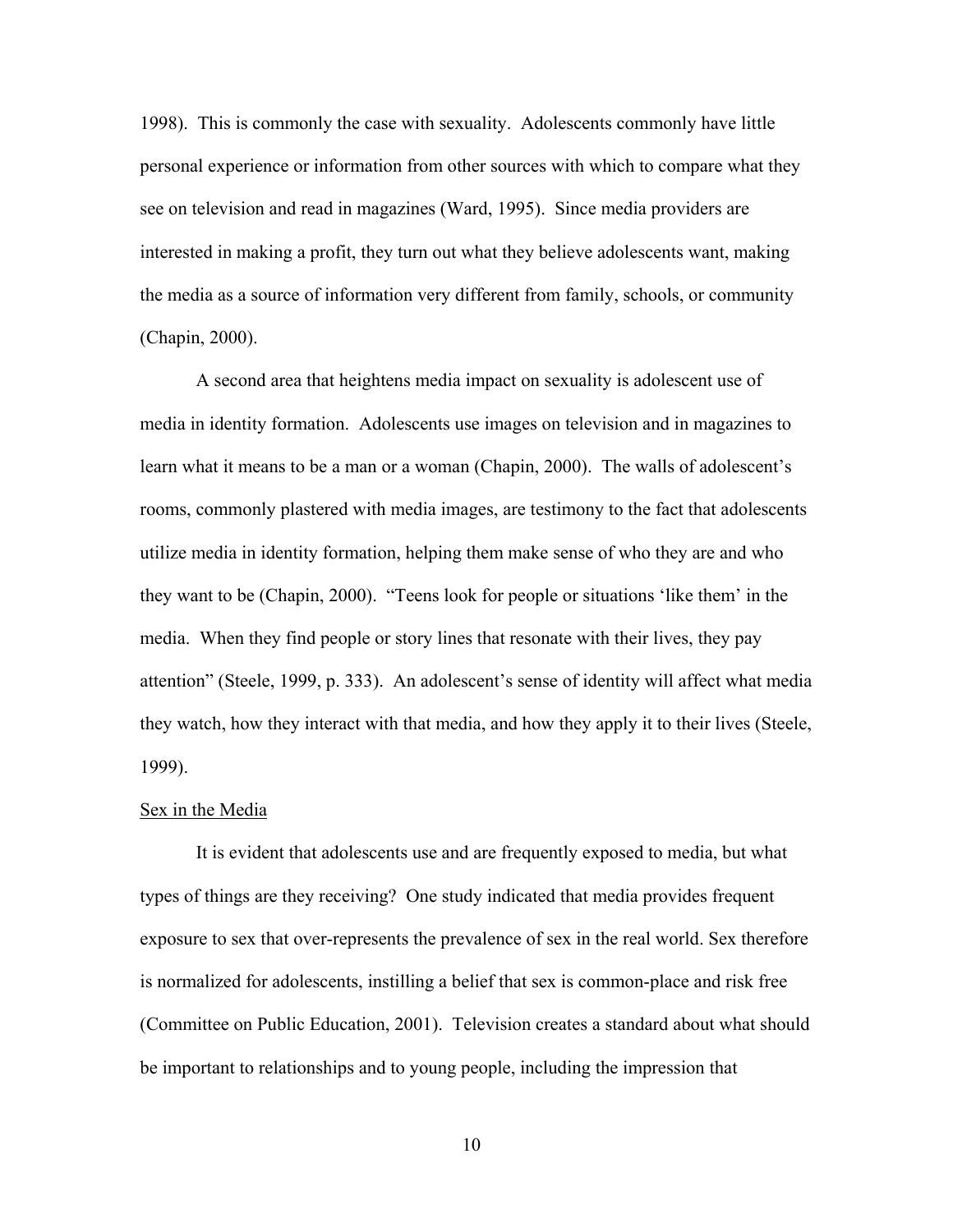1998). This is commonly the case with sexuality. Adolescents commonly have little personal experience or information from other sources with which to compare what they see on television and read in magazines (Ward, 1995). Since media providers are interested in making a profit, they turn out what they believe adolescents want, making the media as a source of information very different from family, schools, or community (Chapin, 2000).

A second area that heightens media impact on sexuality is adolescent use of media in identity formation. Adolescents use images on television and in magazines to learn what it means to be a man or a woman (Chapin, 2000). The walls of adolescent's rooms, commonly plastered with media images, are testimony to the fact that adolescents utilize media in identity formation, helping them make sense of who they are and who they want to be (Chapin, 2000). "Teens look for people or situations 'like them' in the media. When they find people or story lines that resonate with their lives, they pay attention" (Steele, 1999, p. 333). An adolescent's sense of identity will affect what media they watch, how they interact with that media, and how they apply it to their lives (Steele, 1999).

Sex in the Media

It is evident that adolescents use and are frequently exposed to media, but what types of things are they receiving? One study indicated that media provides frequent exposure to sex that over-represents the prevalence of sex in the real world. Sex therefore is normalized for adolescents, instilling a belief that sex is common-place and risk free (Committee on Public Education, 2001). Television creates a standard about what should be important to relationships and to young people, including the impression that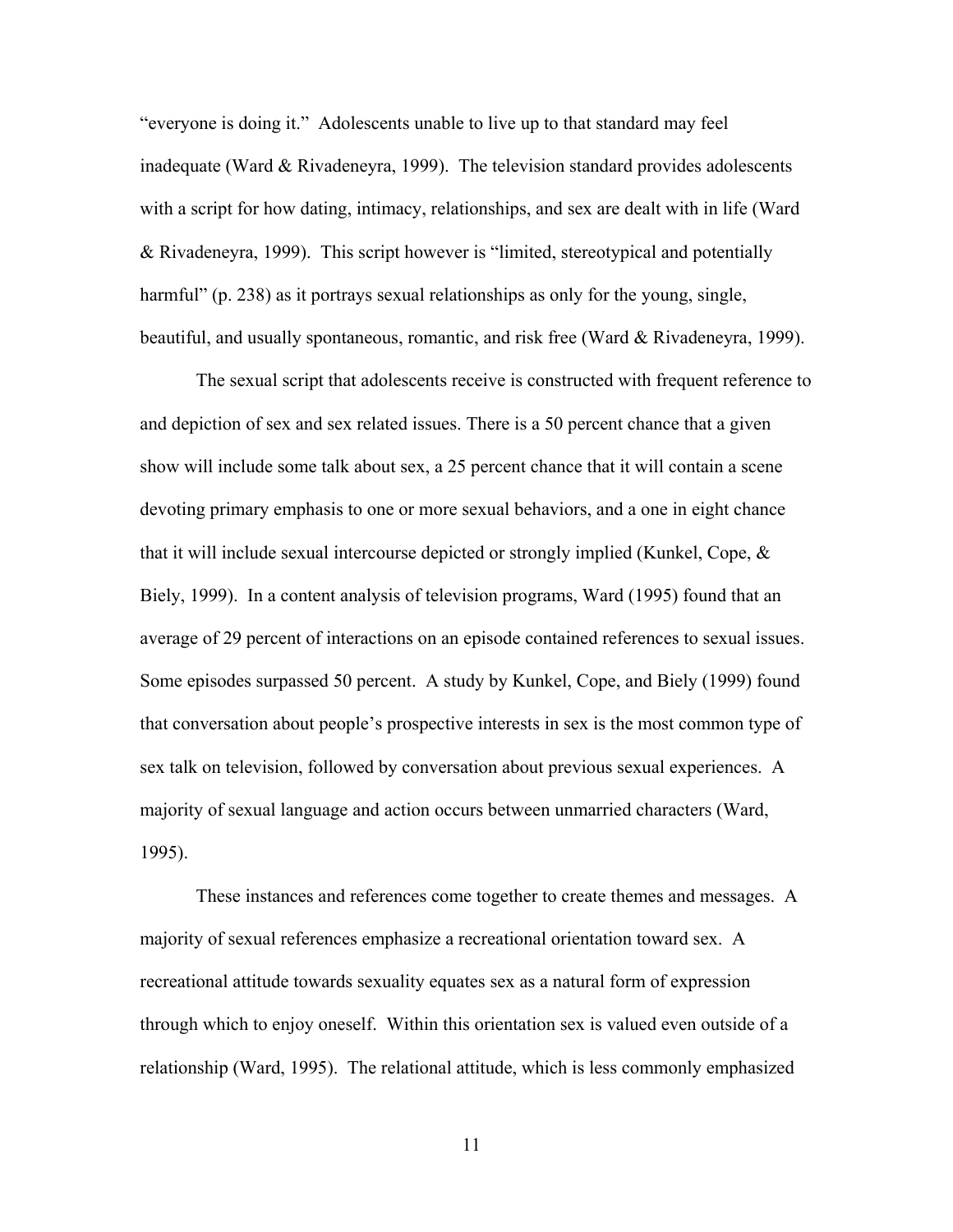"everyone is doing it." Adolescents unable to live up to that standard may feel inadequate (Ward & Rivadeneyra, 1999). The television standard provides adolescents with a script for how dating, intimacy, relationships, and sex are dealt with in life (Ward & Rivadeneyra, 1999). This script however is "limited, stereotypical and potentially harmful" (p. 238) as it portrays sexual relationships as only for the young, single, beautiful, and usually spontaneous, romantic, and risk free (Ward & Rivadeneyra, 1999).

The sexual script that adolescents receive is constructed with frequent reference to and depiction of sex and sex related issues. There is a 50 percent chance that a given show will include some talk about sex, a 25 percent chance that it will contain a scene devoting primary emphasis to one or more sexual behaviors, and a one in eight chance that it will include sexual intercourse depicted or strongly implied (Kunkel, Cope, & Biely, 1999). In a content analysis of television programs, Ward (1995) found that an average of 29 percent of interactions on an episode contained references to sexual issues. Some episodes surpassed 50 percent. A study by Kunkel, Cope, and Biely (1999) found that conversation about people's prospective interests in sex is the most common type of sex talk on television, followed by conversation about previous sexual experiences. A majority of sexual language and action occurs between unmarried characters (Ward, 1995).

These instances and references come together to create themes and messages. A majority of sexual references emphasize a recreational orientation toward sex. A recreational attitude towards sexuality equates sex as a natural form of expression through which to enjoy oneself. Within this orientation sex is valued even outside of a relationship (Ward, 1995). The relational attitude, which is less commonly emphasized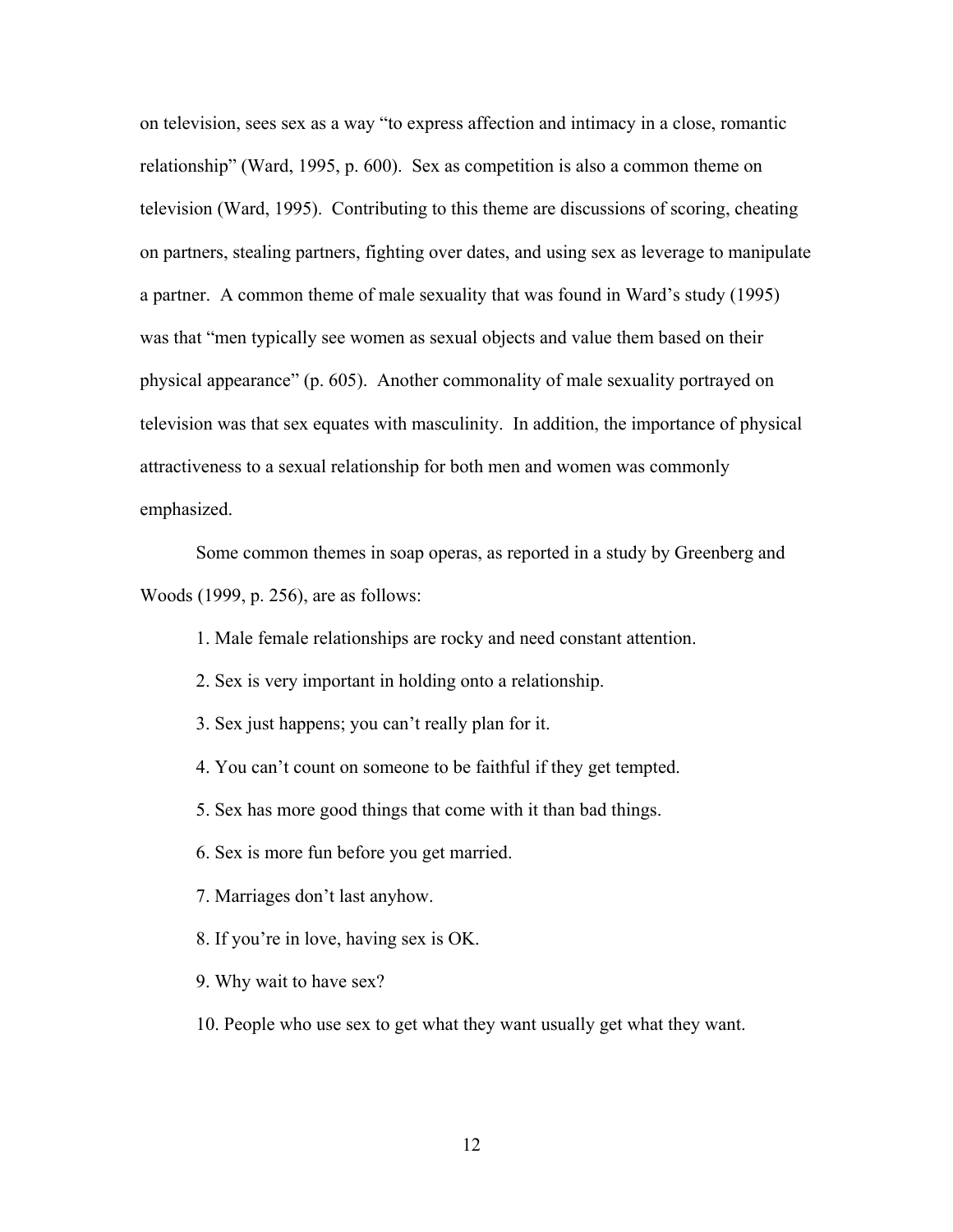on television, sees sex as a way "to express affection and intimacy in a close, romantic relationship" (Ward, 1995, p. 600). Sex as competition is also a common theme on television (Ward, 1995). Contributing to this theme are discussions of scoring, cheating on partners, stealing partners, fighting over dates, and using sex as leverage to manipulate a partner. A common theme of male sexuality that was found in Ward's study (1995) was that "men typically see women as sexual objects and value them based on their physical appearance" (p. 605). Another commonality of male sexuality portrayed on television was that sex equates with masculinity. In addition, the importance of physical attractiveness to a sexual relationship for both men and women was commonly emphasized.

Some common themes in soap operas, as reported in a study by Greenberg and Woods (1999, p. 256), are as follows:

1. Male female relationships are rocky and need constant attention.
2. Sex is very important in holding onto a relationship.
3. Sex just happens; you can't really plan for it.
4. You can't count on someone to be faithful if they get tempted.
5. Sex has more good things that come with it than bad things.
6. Sex is more fun before you get married.
7. Marriages don't last anyhow.
8. If you're in love, having sex is OK.
9. Why wait to have sex?
10. People who use sex to get what they want usually get what they want.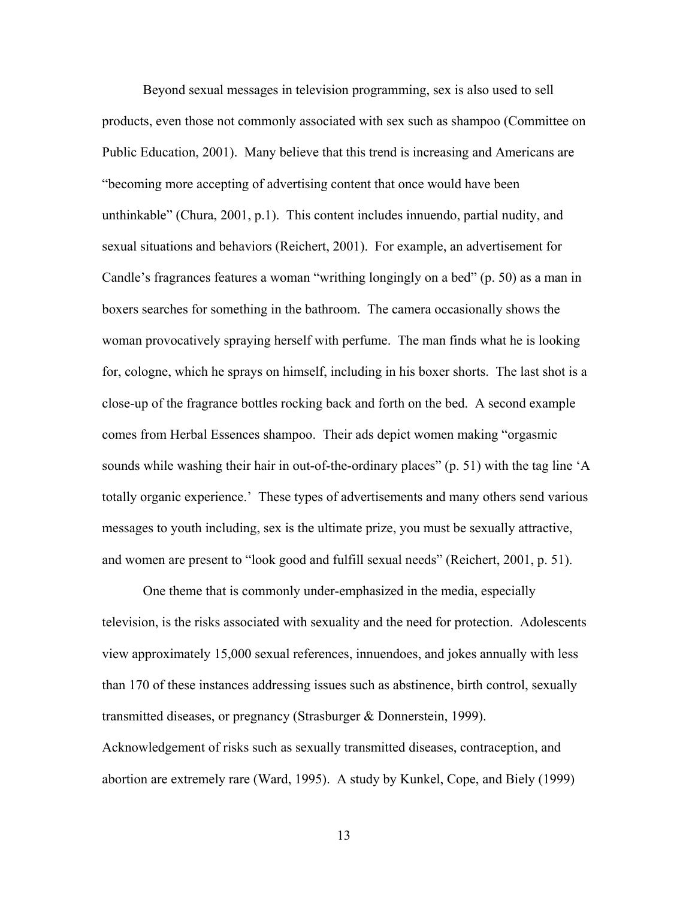Beyond sexual messages in television programming, sex is also used to sell products, even those not commonly associated with sex such as shampoo (Committee on Public Education, 2001). Many believe that this trend is increasing and Americans are "becoming more accepting of advertising content that once would have been unthinkable" (Chura, 2001, p.1). This content includes innuendo, partial nudity, and sexual situations and behaviors (Reichert, 2001). For example, an advertisement for Candle's fragrances features a woman "writhing longingly on a bed" (p. 50) as a man in boxers searches for something in the bathroom. The camera occasionally shows the woman provocatively spraying herself with perfume. The man finds what he is looking for, cologne, which he sprays on himself, including in his boxer shorts. The last shot is a close-up of the fragrance bottles rocking back and forth on the bed. A second example comes from Herbal Essences shampoo. Their ads depict women making "orgasmic sounds while washing their hair in out-of-the-ordinary places" (p. 51) with the tag line 'A totally organic experience.' These types of advertisements and many others send various messages to youth including, sex is the ultimate prize, you must be sexually attractive, and women are present to "look good and fulfill sexual needs" (Reichert, 2001, p. 51).

One theme that is commonly under-emphasized in the media, especially television, is the risks associated with sexuality and the need for protection. Adolescents view approximately 15,000 sexual references, innuendoes, and jokes annually with less than 170 of these instances addressing issues such as abstinence, birth control, sexually transmitted diseases, or pregnancy (Strasburger & Donnerstein, 1999). Acknowledgement of risks such as sexually transmitted diseases, contraception, and abortion are extremely rare (Ward, 1995). A study by Kunkel, Cope, and Biely (1999)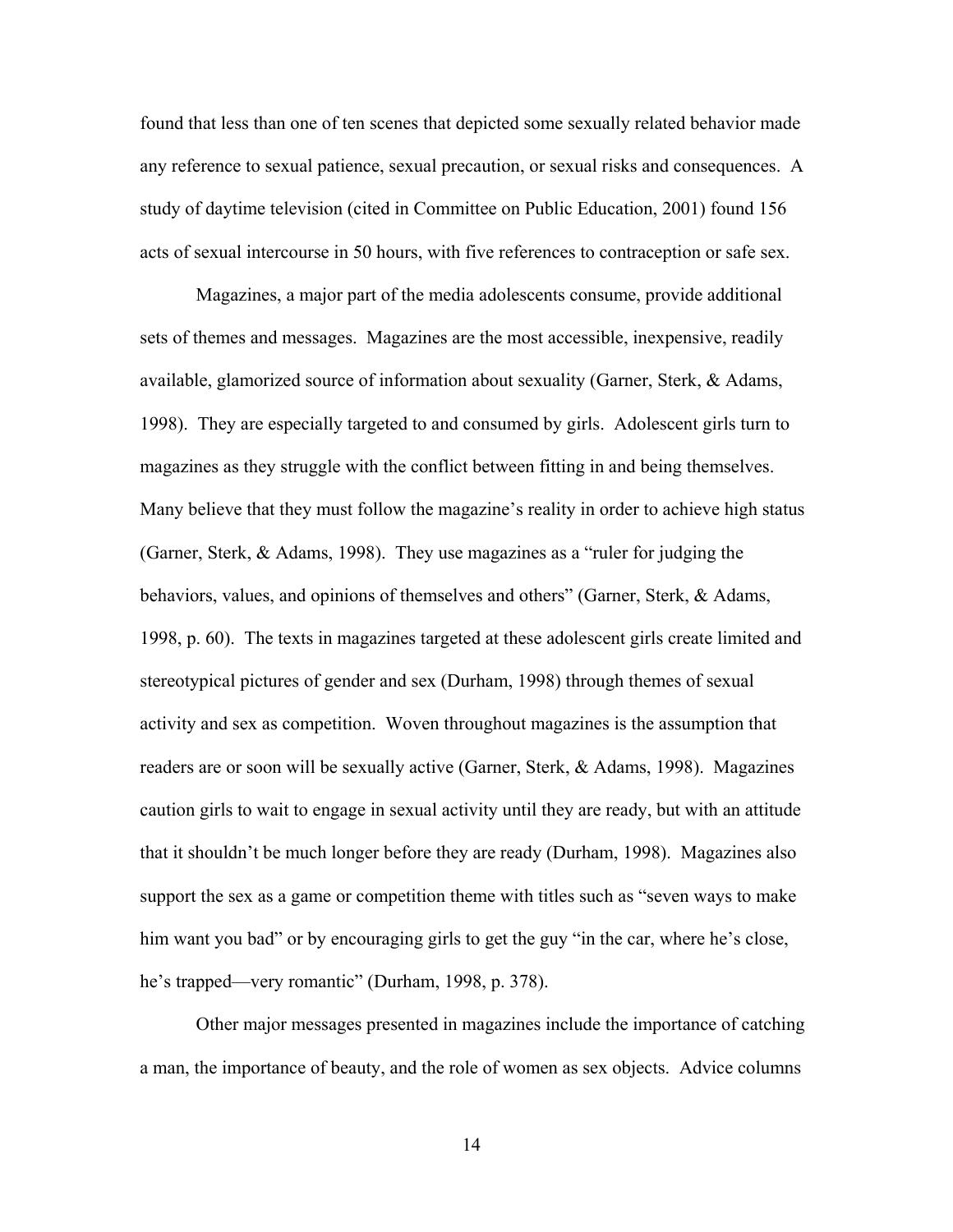found that less than one of ten scenes that depicted some sexually related behavior made any reference to sexual patience, sexual precaution, or sexual risks and consequences. A study of daytime television (cited in Committee on Public Education, 2001) found 156 acts of sexual intercourse in 50 hours, with five references to contraception or safe sex.

Magazines, a major part of the media adolescents consume, provide additional sets of themes and messages. Magazines are the most accessible, inexpensive, readily available, glamorized source of information about sexuality (Garner, Sterk, & Adams, 1998). They are especially targeted to and consumed by girls. Adolescent girls turn to magazines as they struggle with the conflict between fitting in and being themselves. Many believe that they must follow the magazine's reality in order to achieve high status (Garner, Sterk, & Adams, 1998). They use magazines as a "ruler for judging the behaviors, values, and opinions of themselves and others" (Garner, Sterk, & Adams, 1998, p. 60). The texts in magazines targeted at these adolescent girls create limited and stereotypical pictures of gender and sex (Durham, 1998) through themes of sexual activity and sex as competition. Woven throughout magazines is the assumption that readers are or soon will be sexually active (Garner, Sterk, & Adams, 1998). Magazines caution girls to wait to engage in sexual activity until they are ready, but with an attitude that it shouldn't be much longer before they are ready (Durham, 1998). Magazines also support the sex as a game or competition theme with titles such as "seven ways to make him want you bad" or by encouraging girls to get the guy "in the car, where he's close, he's trapped—very romantic" (Durham, 1998, p. 378).

Other major messages presented in magazines include the importance of catching a man, the importance of beauty, and the role of women as sex objects. Advice columns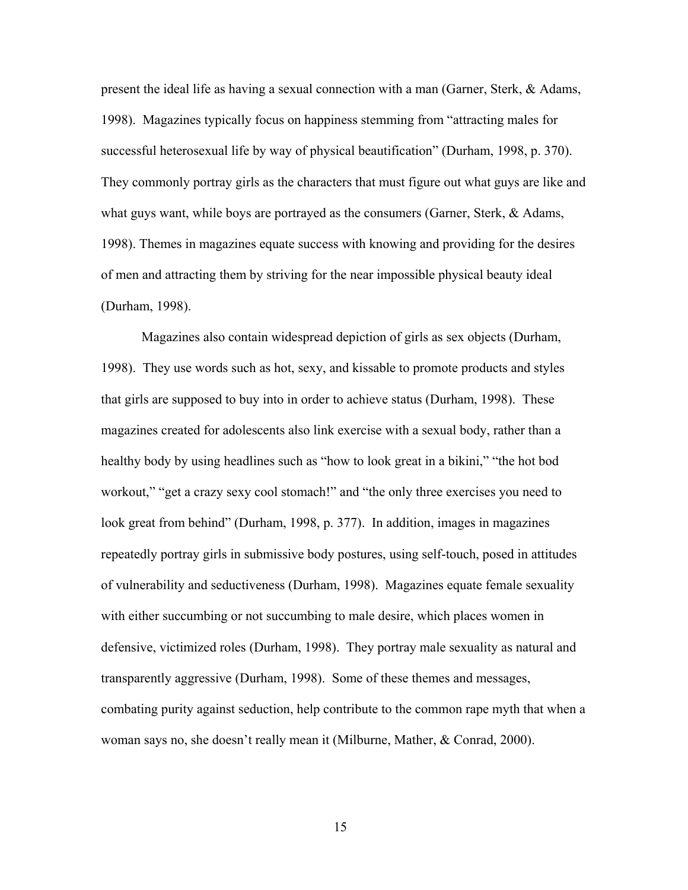present the ideal life as having a sexual connection with a man (Garner, Sterk, & Adams, 1998). Magazines typically focus on happiness stemming from "attracting males for successful heterosexual life by way of physical beautification" (Durham, 1998, p. 370). They commonly portray girls as the characters that must figure out what guys are like and what guys want, while boys are portrayed as the consumers (Garner, Sterk, & Adams, 1998). Themes in magazines equate success with knowing and providing for the desires of men and attracting them by striving for the near impossible physical beauty ideal (Durham, 1998).

Magazines also contain widespread depiction of girls as sex objects (Durham, 1998). They use words such as hot, sexy, and kissable to promote products and styles that girls are supposed to buy into in order to achieve status (Durham, 1998). These magazines created for adolescents also link exercise with a sexual body, rather than a healthy body by using headlines such as "how to look great in a bikini," "the hot bod workout," "get a crazy sexy cool stomach!" and "the only three exercises you need to look great from behind" (Durham, 1998, p. 377). In addition, images in magazines repeatedly portray girls in submissive body postures, using self-touch, posed in attitudes of vulnerability and seductiveness (Durham, 1998). Magazines equate female sexuality with either succumbing or not succumbing to male desire, which places women in defensive, victimized roles (Durham, 1998). They portray male sexuality as natural and transparently aggressive (Durham, 1998). Some of these themes and messages, combating purity against seduction, help contribute to the common rape myth that when a woman says no, she doesn't really mean it (Milburne, Mather, & Conrad, 2000).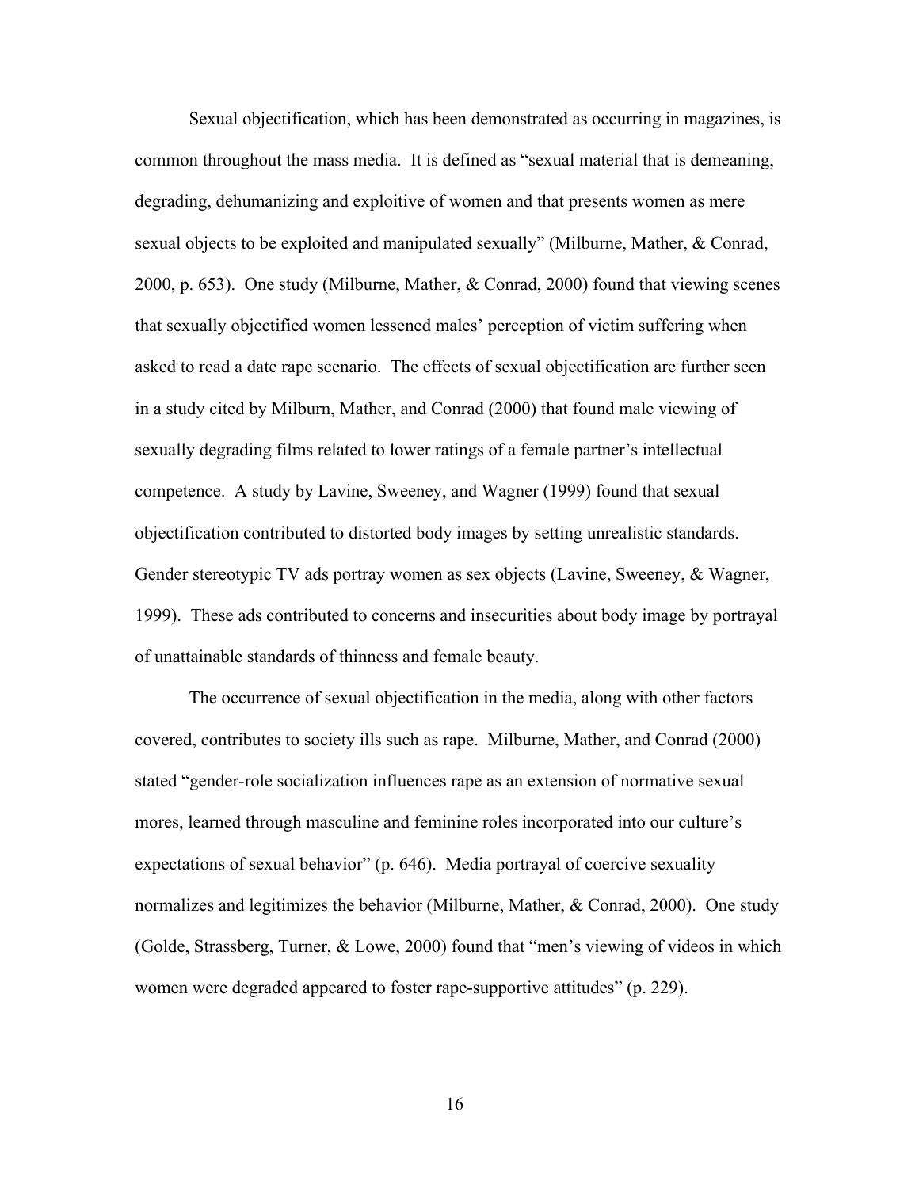Sexual objectification, which has been demonstrated as occurring in magazines, is common throughout the mass media. It is defined as "sexual material that is demeaning, degrading, dehumanizing and exploitive of women and that presents women as mere sexual objects to be exploited and manipulated sexually" (Milburne, Mather, & Conrad, 2000, p. 653). One study (Milburne, Mather, & Conrad, 2000) found that viewing scenes that sexually objectified women lessened males' perception of victim suffering when asked to read a date rape scenario. The effects of sexual objectification are further seen in a study cited by Milburn, Mather, and Conrad (2000) that found male viewing of sexually degrading films related to lower ratings of a female partner's intellectual competence. A study by Lavine, Sweeney, and Wagner (1999) found that sexual objectification contributed to distorted body images by setting unrealistic standards. Gender stereotypic TV ads portray women as sex objects (Lavine, Sweeney, & Wagner, 1999). These ads contributed to concerns and insecurities about body image by portrayal of unattainable standards of thinness and female beauty.

The occurrence of sexual objectification in the media, along with other factors covered, contributes to society ills such as rape. Milburne, Mather, and Conrad (2000) stated "gender-role socialization influences rape as an extension of normative sexual mores, learned through masculine and feminine roles incorporated into our culture's expectations of sexual behavior" (p. 646). Media portrayal of coercive sexuality normalizes and legitimizes the behavior (Milburne, Mather, & Conrad, 2000). One study (Golde, Strassberg, Turner, & Lowe, 2000) found that "men's viewing of videos in which women were degraded appeared to foster rape-supportive attitudes" (p. 229).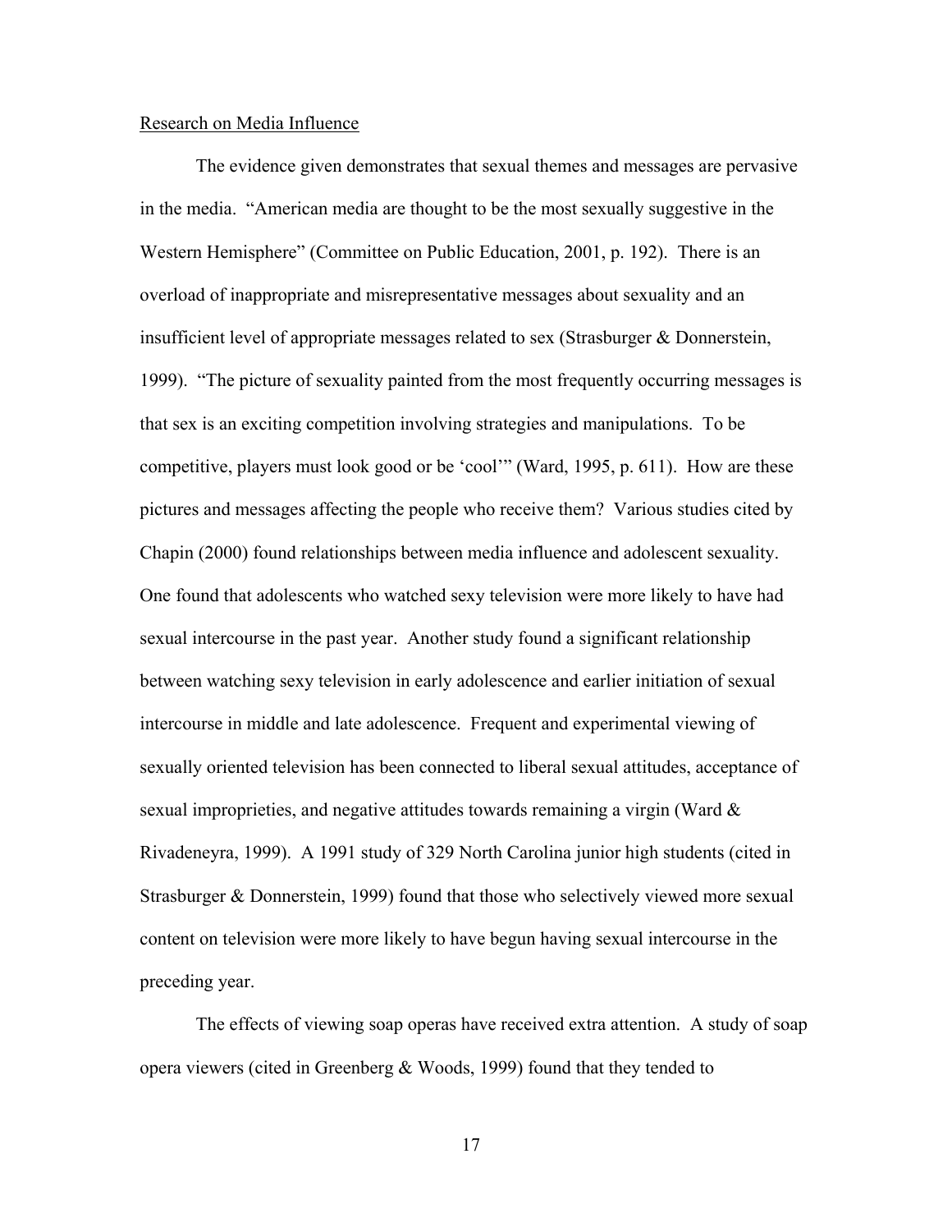Research on Media Influence

The evidence given demonstrates that sexual themes and messages are pervasive in the media. "American media are thought to be the most sexually suggestive in the Western Hemisphere" (Committee on Public Education, 2001, p. 192). There is an overload of inappropriate and misrepresentative messages about sexuality and an insufficient level of appropriate messages related to sex (Strasburger & Donnerstein, 1999). "The picture of sexuality painted from the most frequently occurring messages is that sex is an exciting competition involving strategies and manipulations. To be competitive, players must look good or be 'cool'" (Ward, 1995, p. 611). How are these pictures and messages affecting the people who receive them? Various studies cited by Chapin (2000) found relationships between media influence and adolescent sexuality. One found that adolescents who watched sexy television were more likely to have had sexual intercourse in the past year. Another study found a significant relationship between watching sexy television in early adolescence and earlier initiation of sexual intercourse in middle and late adolescence. Frequent and experimental viewing of sexually oriented television has been connected to liberal sexual attitudes, acceptance of sexual improprieties, and negative attitudes towards remaining a virgin (Ward & Rivadeneyra, 1999). A 1991 study of 329 North Carolina junior high students (cited in Strasburger & Donnerstein, 1999) found that those who selectively viewed more sexual content on television were more likely to have begun having sexual intercourse in the preceding year.

The effects of viewing soap operas have received extra attention. A study of soap opera viewers (cited in Greenberg & Woods, 1999) found that they tended to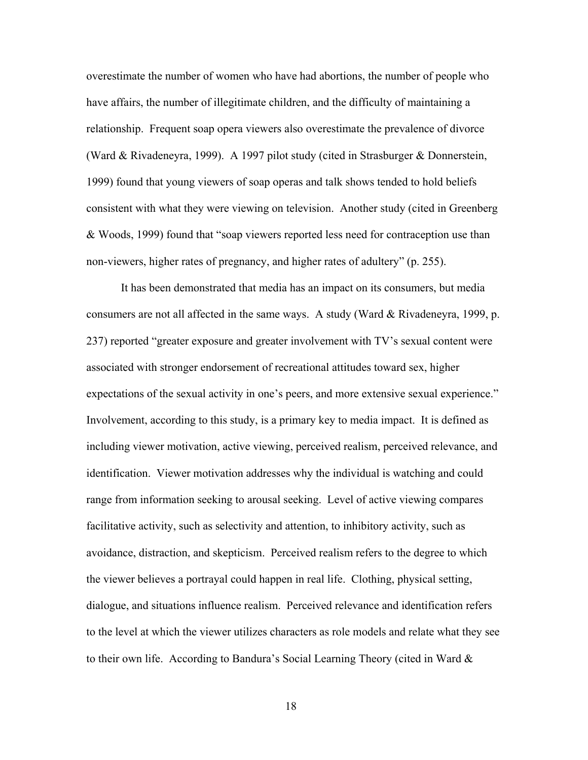overestimate the number of women who have had abortions, the number of people who have affairs, the number of illegitimate children, and the difficulty of maintaining a relationship. Frequent soap opera viewers also overestimate the prevalence of divorce (Ward & Rivadeneyra, 1999). A 1997 pilot study (cited in Strasburger & Donnerstein, 1999) found that young viewers of soap operas and talk shows tended to hold beliefs consistent with what they were viewing on television. Another study (cited in Greenberg & Woods, 1999) found that "soap viewers reported less need for contraception use than non-viewers, higher rates of pregnancy, and higher rates of adultery" (p. 255).

It has been demonstrated that media has an impact on its consumers, but media consumers are not all affected in the same ways. A study (Ward & Rivadeneyra, 1999, p. 237) reported "greater exposure and greater involvement with TV's sexual content were associated with stronger endorsement of recreational attitudes toward sex, higher expectations of the sexual activity in one's peers, and more extensive sexual experience." Involvement, according to this study, is a primary key to media impact. It is defined as including viewer motivation, active viewing, perceived realism, perceived relevance, and identification. Viewer motivation addresses why the individual is watching and could range from information seeking to arousal seeking. Level of active viewing compares facilitative activity, such as selectivity and attention, to inhibitory activity, such as avoidance, distraction, and skepticism. Perceived realism refers to the degree to which the viewer believes a portrayal could happen in real life. Clothing, physical setting, dialogue, and situations influence realism. Perceived relevance and identification refers to the level at which the viewer utilizes characters as role models and relate what they see to their own life. According to Bandura's Social Learning Theory (cited in Ward &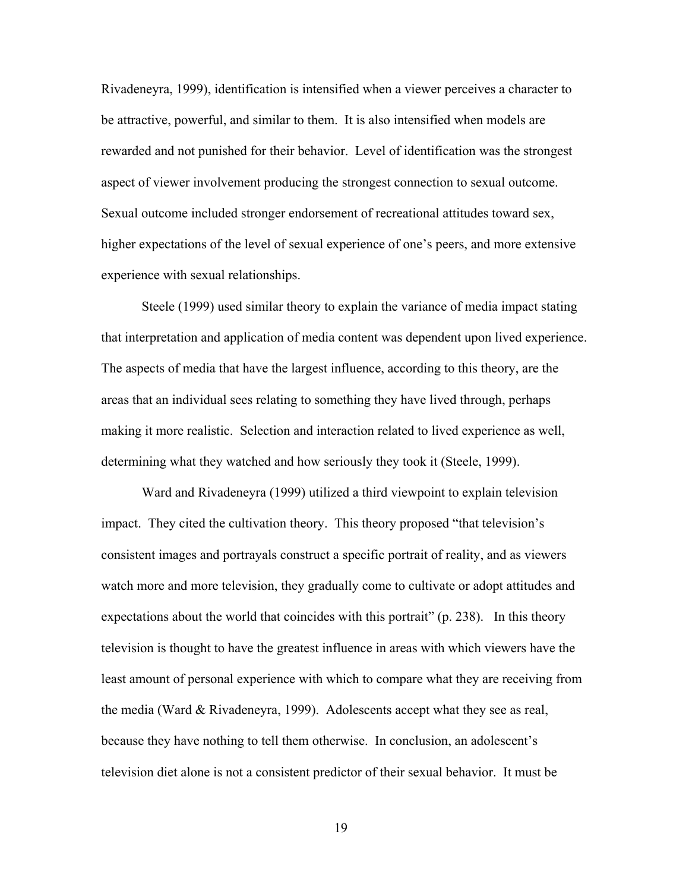Rivadeneyra, 1999), identification is intensified when a viewer perceives a character to be attractive, powerful, and similar to them. It is also intensified when models are rewarded and not punished for their behavior. Level of identification was the strongest aspect of viewer involvement producing the strongest connection to sexual outcome. Sexual outcome included stronger endorsement of recreational attitudes toward sex, higher expectations of the level of sexual experience of one's peers, and more extensive experience with sexual relationships.

Steele (1999) used similar theory to explain the variance of media impact stating that interpretation and application of media content was dependent upon lived experience. The aspects of media that have the largest influence, according to this theory, are the areas that an individual sees relating to something they have lived through, perhaps making it more realistic. Selection and interaction related to lived experience as well, determining what they watched and how seriously they took it (Steele, 1999).

Ward and Rivadeneyra (1999) utilized a third viewpoint to explain television impact. They cited the cultivation theory. This theory proposed "that television's consistent images and portrayals construct a specific portrait of reality, and as viewers watch more and more television, they gradually come to cultivate or adopt attitudes and expectations about the world that coincides with this portrait" (p. 238). In this theory television is thought to have the greatest influence in areas with which viewers have the least amount of personal experience with which to compare what they are receiving from the media (Ward & Rivadeneyra, 1999). Adolescents accept what they see as real, because they have nothing to tell them otherwise. In conclusion, an adolescent's television diet alone is not a consistent predictor of their sexual behavior. It must be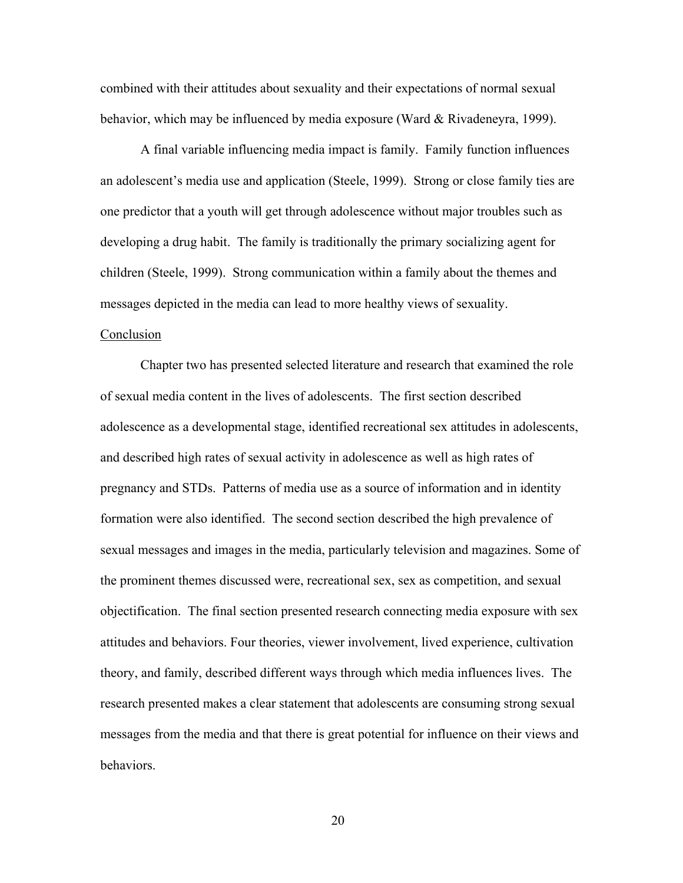combined with their attitudes about sexuality and their expectations of normal sexual behavior, which may be influenced by media exposure (Ward & Rivadeneyra, 1999).

A final variable influencing media impact is family. Family function influences an adolescent's media use and application (Steele, 1999). Strong or close family ties are one predictor that a youth will get through adolescence without major troubles such as developing a drug habit. The family is traditionally the primary socializing agent for children (Steele, 1999). Strong communication within a family about the themes and messages depicted in the media can lead to more healthy views of sexuality.

## Conclusion

Chapter two has presented selected literature and research that examined the role of sexual media content in the lives of adolescents. The first section described adolescence as a developmental stage, identified recreational sex attitudes in adolescents, and described high rates of sexual activity in adolescence as well as high rates of pregnancy and STDs. Patterns of media use as a source of information and in identity formation were also identified. The second section described the high prevalence of sexual messages and images in the media, particularly television and magazines. Some of the prominent themes discussed were, recreational sex, sex as competition, and sexual objectification. The final section presented research connecting media exposure with sex attitudes and behaviors. Four theories, viewer involvement, lived experience, cultivation theory, and family, described different ways through which media influences lives. The research presented makes a clear statement that adolescents are consuming strong sexual messages from the media and that there is great potential for influence on their views and behaviors.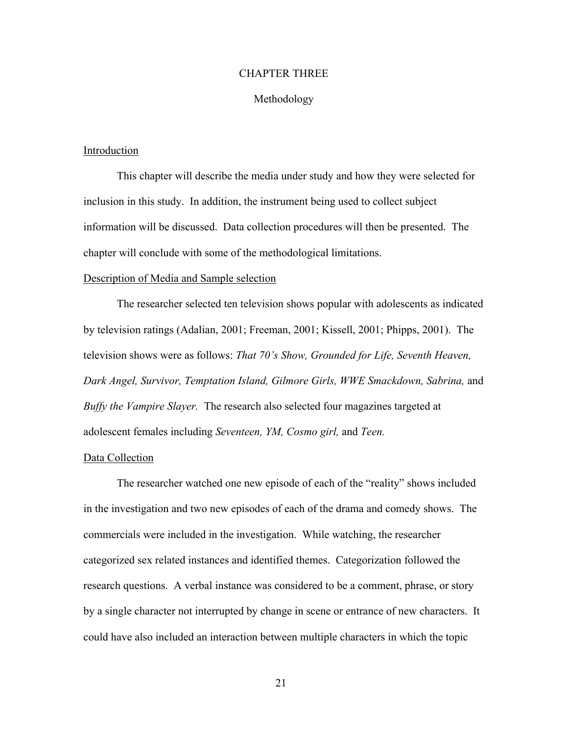# CHAPTER THREE

## Methodology

### Introduction

This chapter will describe the media under study and how they were selected for inclusion in this study. In addition, the instrument being used to collect subject information will be discussed. Data collection procedures will then be presented. The chapter will conclude with some of the methodological limitations.

### Description of Media and Sample selection

The researcher selected ten television shows popular with adolescents as indicated by television ratings (Adalian, 2001; Freeman, 2001; Kissell, 2001; Phipps, 2001). The television shows were as follows: *That 70's Show, Grounded for Life, Seventh Heaven, Dark Angel, Survivor, Temptation Island, Gilmore Girls, WWE Smackdown, Sabrina,* and *Buffy the Vampire Slayer.* The research also selected four magazines targeted at adolescent females including *Seventeen, YM, Cosmo girl,* and *Teen.*

### Data Collection

The researcher watched one new episode of each of the "reality" shows included in the investigation and two new episodes of each of the drama and comedy shows. The commercials were included in the investigation. While watching, the researcher categorized sex related instances and identified themes. Categorization followed the research questions. A verbal instance was considered to be a comment, phrase, or story by a single character not interrupted by change in scene or entrance of new characters. It could have also included an interaction between multiple characters in which the topic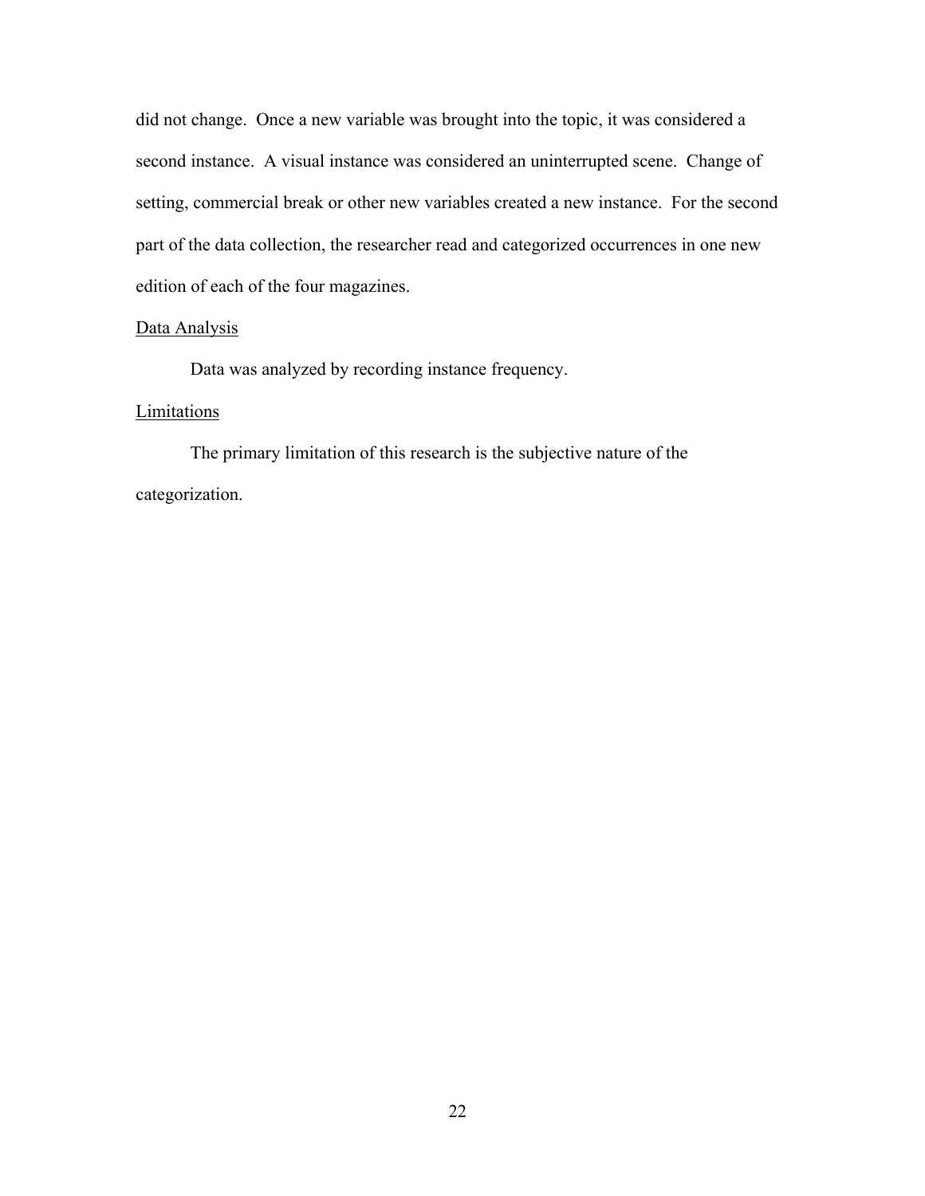did not change. Once a new variable was brought into the topic, it was considered a second instance. A visual instance was considered an uninterrupted scene. Change of setting, commercial break or other new variables created a new instance. For the second part of the data collection, the researcher read and categorized occurrences in one new edition of each of the four magazines.

<u>Data Analysis</u>

Data was analyzed by recording instance frequency.

<u>Limitations</u>

The primary limitation of this research is the subjective nature of the categorization.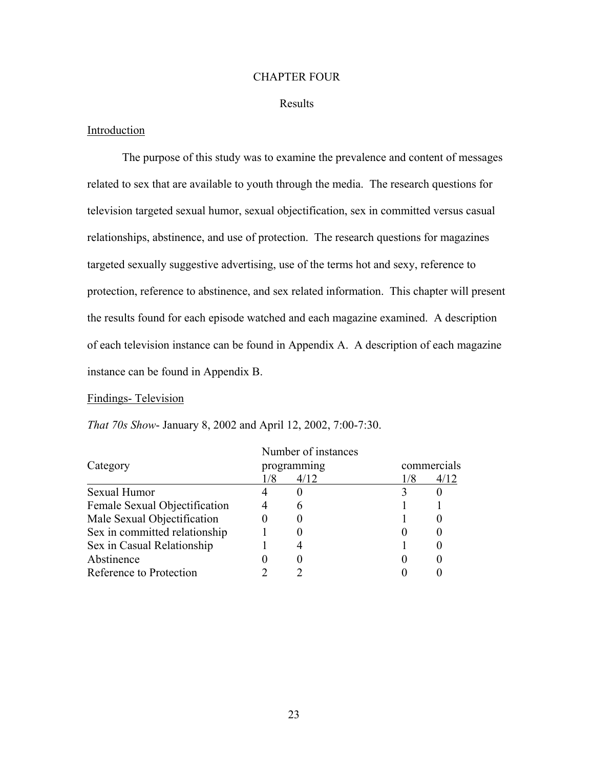# CHAPTER FOUR

## Results

### Introduction

The purpose of this study was to examine the prevalence and content of messages related to sex that are available to youth through the media. The research questions for television targeted sexual humor, sexual objectification, sex in committed versus casual relationships, abstinence, and use of protection. The research questions for magazines targeted sexually suggestive advertising, use of the terms hot and sexy, reference to protection, reference to abstinence, and sex related information. This chapter will present the results found for each episode watched and each magazine examined. A description of each television instance can be found in Appendix A. A description of each magazine instance can be found in Appendix B.

### Findings- Television

*That 70s Show*- January 8, 2002 and April 12, 2002, 7:00-7:30.

| Category | Number of instances programming | | commercials | |
|---|---|---|---|---|
| | 1/8 | 4/12 | 1/8 | 4/12 |
| Sexual Humor | 4 | 0 | 3 | 0 |
| Female Sexual Objectification | 4 | 6 | 1 | 1 |
| Male Sexual Objectification | 0 | 0 | 1 | 0 |
| Sex in committed relationship | 1 | 0 | 0 | 0 |
| Sex in Casual Relationship | 1 | 4 | 1 | 0 |
| Abstinence | 0 | 0 | 0 | 0 |
| Reference to Protection | 2 | 2 | 0 | 0 |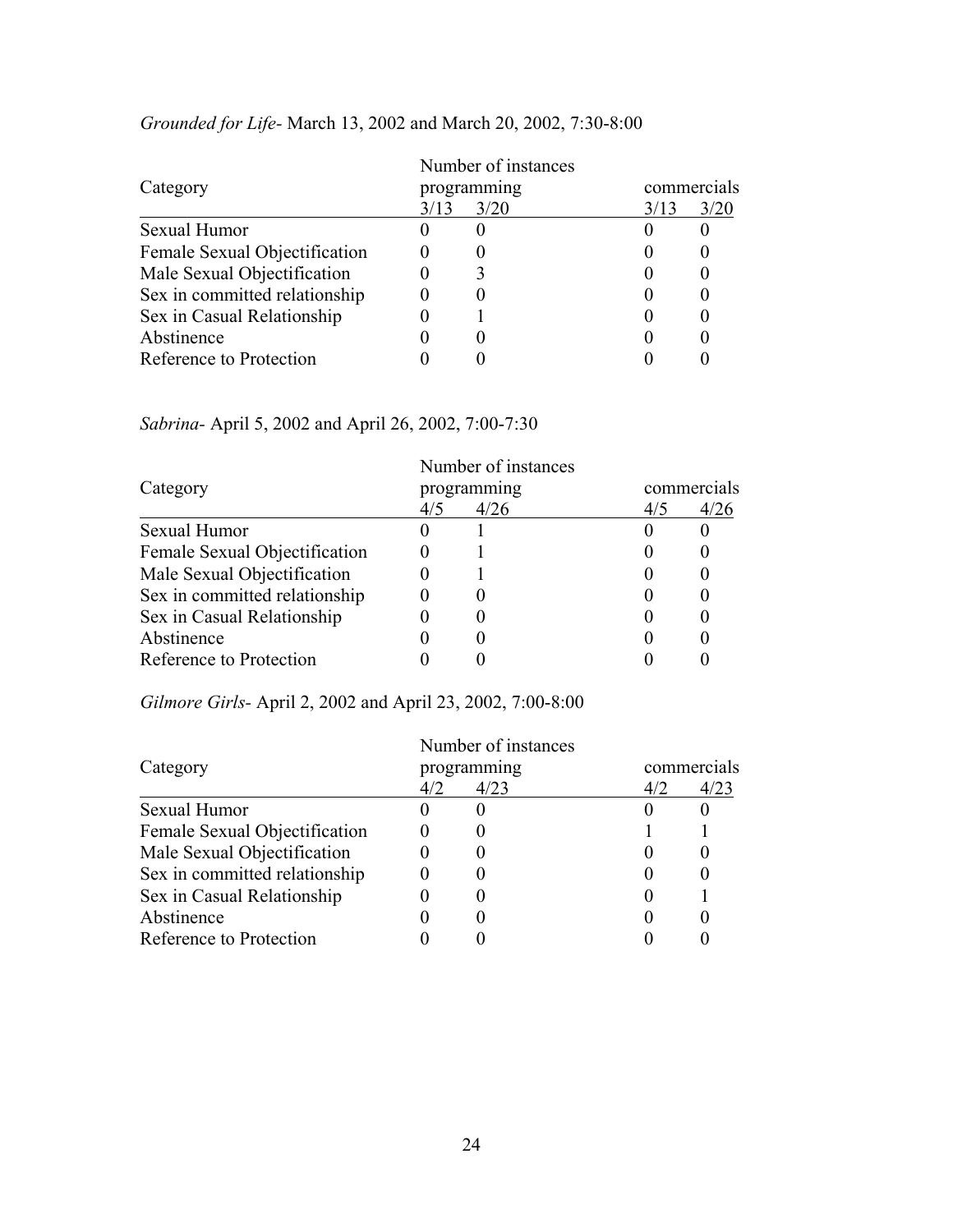*Grounded for Life*- March 13, 2002 and March 20, 2002, 7:30-8:00

| Category | Number of instances programming | | commercials | |
|---|---|---|---|---|
| | 3/13 | 3/20 | 3/13 | 3/20 |
| Sexual Humor | 0 | 0 | 0 | 0 |
| Female Sexual Objectification | 0 | 0 | 0 | 0 |
| Male Sexual Objectification | 0 | 3 | 0 | 0 |
| Sex in committed relationship | 0 | 0 | 0 | 0 |
| Sex in Casual Relationship | 0 | 1 | 0 | 0 |
| Abstinence | 0 | 0 | 0 | 0 |
| Reference to Protection | 0 | 0 | 0 | 0 |

*Sabrina*- April 5, 2002 and April 26, 2002, 7:00-7:30

| Category | Number of instances programming | | commercials | |
|---|---|---|---|---|
| | 4/5 | 4/26 | 4/5 | 4/26 |
| Sexual Humor | 0 | 1 | 0 | 0 |
| Female Sexual Objectification | 0 | 1 | 0 | 0 |
| Male Sexual Objectification | 0 | 1 | 0 | 0 |
| Sex in committed relationship | 0 | 0 | 0 | 0 |
| Sex in Casual Relationship | 0 | 0 | 0 | 0 |
| Abstinence | 0 | 0 | 0 | 0 |
| Reference to Protection | 0 | 0 | 0 | 0 |

*Gilmore Girls*- April 2, 2002 and April 23, 2002, 7:00-8:00

| Category | Number of instances programming | | commercials | |
|---|---|---|---|---|
| | 4/2 | 4/23 | 4/2 | 4/23 |
| Sexual Humor | 0 | 0 | 0 | 0 |
| Female Sexual Objectification | 0 | 0 | 1 | 1 |
| Male Sexual Objectification | 0 | 0 | 0 | 0 |
| Sex in committed relationship | 0 | 0 | 0 | 0 |
| Sex in Casual Relationship | 0 | 0 | 0 | 1 |
| Abstinence | 0 | 0 | 0 | 0 |
| Reference to Protection | 0 | 0 | 0 | 0 |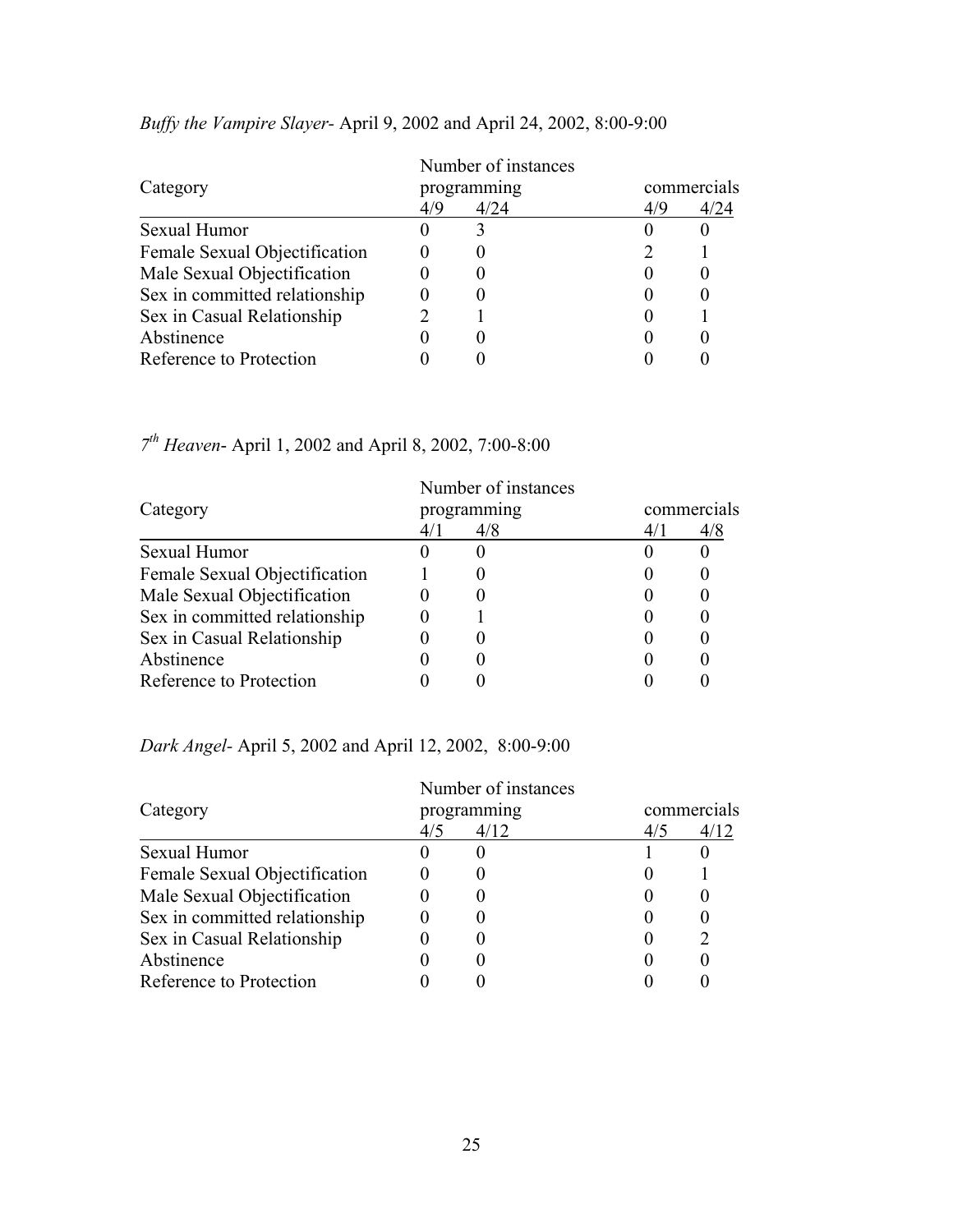*Buffy the Vampire Slayer*- April 9, 2002 and April 24, 2002, 8:00-9:00

| Category | Number of instances programming | | commercials | |
|---|---|---|---|---|
| | 4/9 | 4/24 | 4/9 | 4/24 |
| Sexual Humor | 0 | 3 | 0 | 0 |
| Female Sexual Objectification | 0 | 0 | 2 | 1 |
| Male Sexual Objectification | 0 | 0 | 0 | 0 |
| Sex in committed relationship | 0 | 0 | 0 | 0 |
| Sex in Casual Relationship | 2 | 1 | 0 | 1 |
| Abstinence | 0 | 0 | 0 | 0 |
| Reference to Protection | 0 | 0 | 0 | 0 |

*7th Heaven*- April 1, 2002 and April 8, 2002, 7:00-8:00

| Category | Number of instances programming | | commercials | |
|---|---|---|---|---|
| | 4/1 | 4/8 | 4/1 | 4/8 |
| Sexual Humor | 0 | 0 | 0 | 0 |
| Female Sexual Objectification | 1 | 0 | 0 | 0 |
| Male Sexual Objectification | 0 | 0 | 0 | 0 |
| Sex in committed relationship | 0 | 1 | 0 | 0 |
| Sex in Casual Relationship | 0 | 0 | 0 | 0 |
| Abstinence | 0 | 0 | 0 | 0 |
| Reference to Protection | 0 | 0 | 0 | 0 |

*Dark Angel*- April 5, 2002 and April 12, 2002, 8:00-9:00

| Category | Number of instances programming | | commercials | |
|---|---|---|---|---|
| | 4/5 | 4/12 | 4/5 | 4/12 |
| Sexual Humor | 0 | 0 | 1 | 0 |
| Female Sexual Objectification | 0 | 0 | 0 | 1 |
| Male Sexual Objectification | 0 | 0 | 0 | 0 |
| Sex in committed relationship | 0 | 0 | 0 | 0 |
| Sex in Casual Relationship | 0 | 0 | 0 | 2 |
| Abstinence | 0 | 0 | 0 | 0 |
| Reference to Protection | 0 | 0 | 0 | 0 |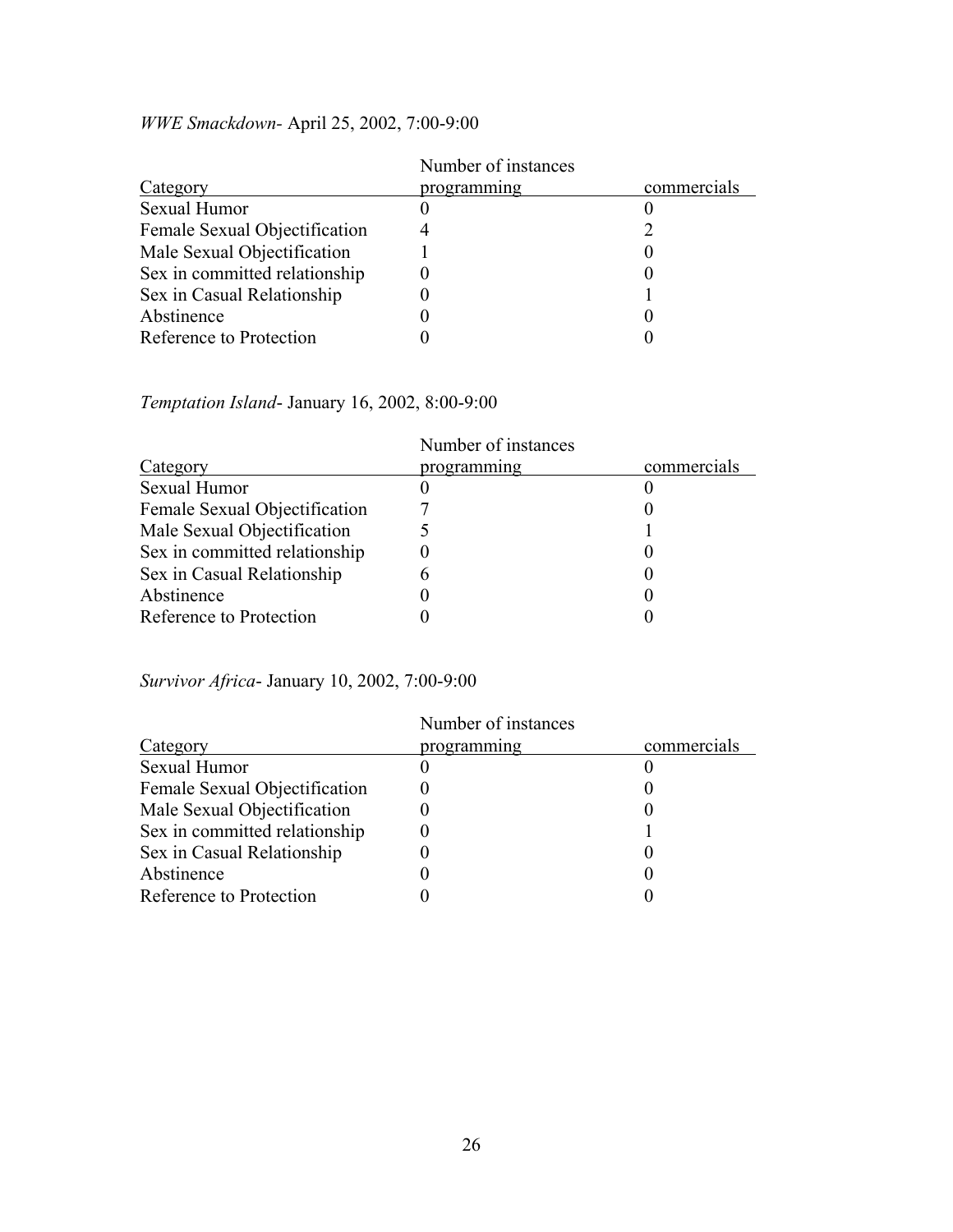*WWE Smackdown*- April 25, 2002, 7:00-9:00

| | Number of instances | |
|---|---|---|
| Category | programming | commercials |
| Sexual Humor | 0 | 0 |
| Female Sexual Objectification | 4 | 2 |
| Male Sexual Objectification | 1 | 0 |
| Sex in committed relationship | 0 | 0 |
| Sex in Casual Relationship | 0 | 1 |
| Abstinence | 0 | 0 |
| Reference to Protection | 0 | 0 |

*Temptation Island*- January 16, 2002, 8:00-9:00

| | Number of instances | |
|---|---|---|
| Category | programming | commercials |
| Sexual Humor | 0 | 0 |
| Female Sexual Objectification | 7 | 0 |
| Male Sexual Objectification | 5 | 1 |
| Sex in committed relationship | 0 | 0 |
| Sex in Casual Relationship | 6 | 0 |
| Abstinence | 0 | 0 |
| Reference to Protection | 0 | 0 |

*Survivor Africa*- January 10, 2002, 7:00-9:00

| | Number of instances | |
|---|---|---|
| Category | programming | commercials |
| Sexual Humor | 0 | 0 |
| Female Sexual Objectification | 0 | 0 |
| Male Sexual Objectification | 0 | 0 |
| Sex in committed relationship | 0 | 1 |
| Sex in Casual Relationship | 0 | 0 |
| Abstinence | 0 | 0 |
| Reference to Protection | 0 | 0 |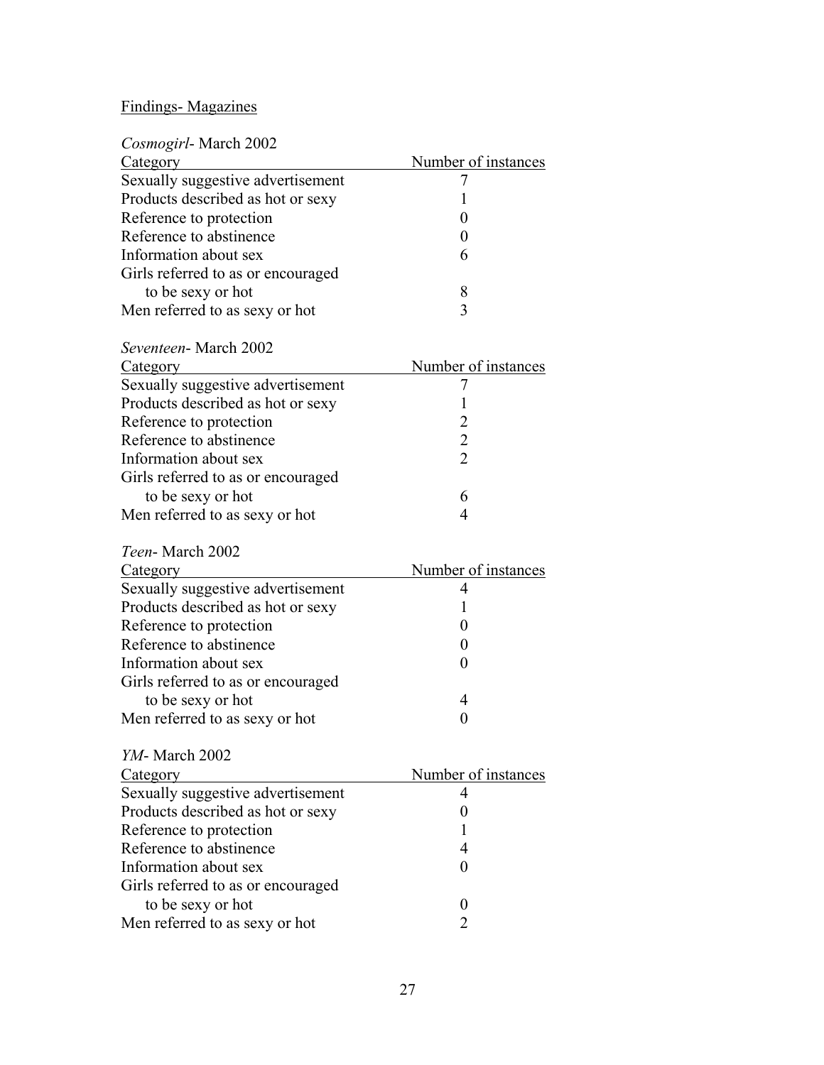Findings- Magazines

*Cosmogirl*- March 2002

| Category | Number of instances |
|---|---|
| Sexually suggestive advertisement | 7 |
| Products described as hot or sexy | 1 |
| Reference to protection | 0 |
| Reference to abstinence | 0 |
| Information about sex | 6 |
| Girls referred to as or encouraged to be sexy or hot | 8 |
| Men referred to as sexy or hot | 3 |

*Seventeen*- March 2002

| Category | Number of instances |
|---|---|
| Sexually suggestive advertisement | 7 |
| Products described as hot or sexy | 1 |
| Reference to protection | 2 |
| Reference to abstinence | 2 |
| Information about sex | 2 |
| Girls referred to as or encouraged to be sexy or hot | 6 |
| Men referred to as sexy or hot | 4 |

*Teen*- March 2002

| Category | Number of instances |
|---|---|
| Sexually suggestive advertisement | 4 |
| Products described as hot or sexy | 1 |
| Reference to protection | 0 |
| Reference to abstinence | 0 |
| Information about sex | 0 |
| Girls referred to as or encouraged to be sexy or hot | 4 |
| Men referred to as sexy or hot | 0 |

*YM*- March 2002

| Category | Number of instances |
|---|---|
| Sexually suggestive advertisement | 4 |
| Products described as hot or sexy | 0 |
| Reference to protection | 1 |
| Reference to abstinence | 4 |
| Information about sex | 0 |
| Girls referred to as or encouraged to be sexy or hot | 0 |
| Men referred to as sexy or hot | 2 |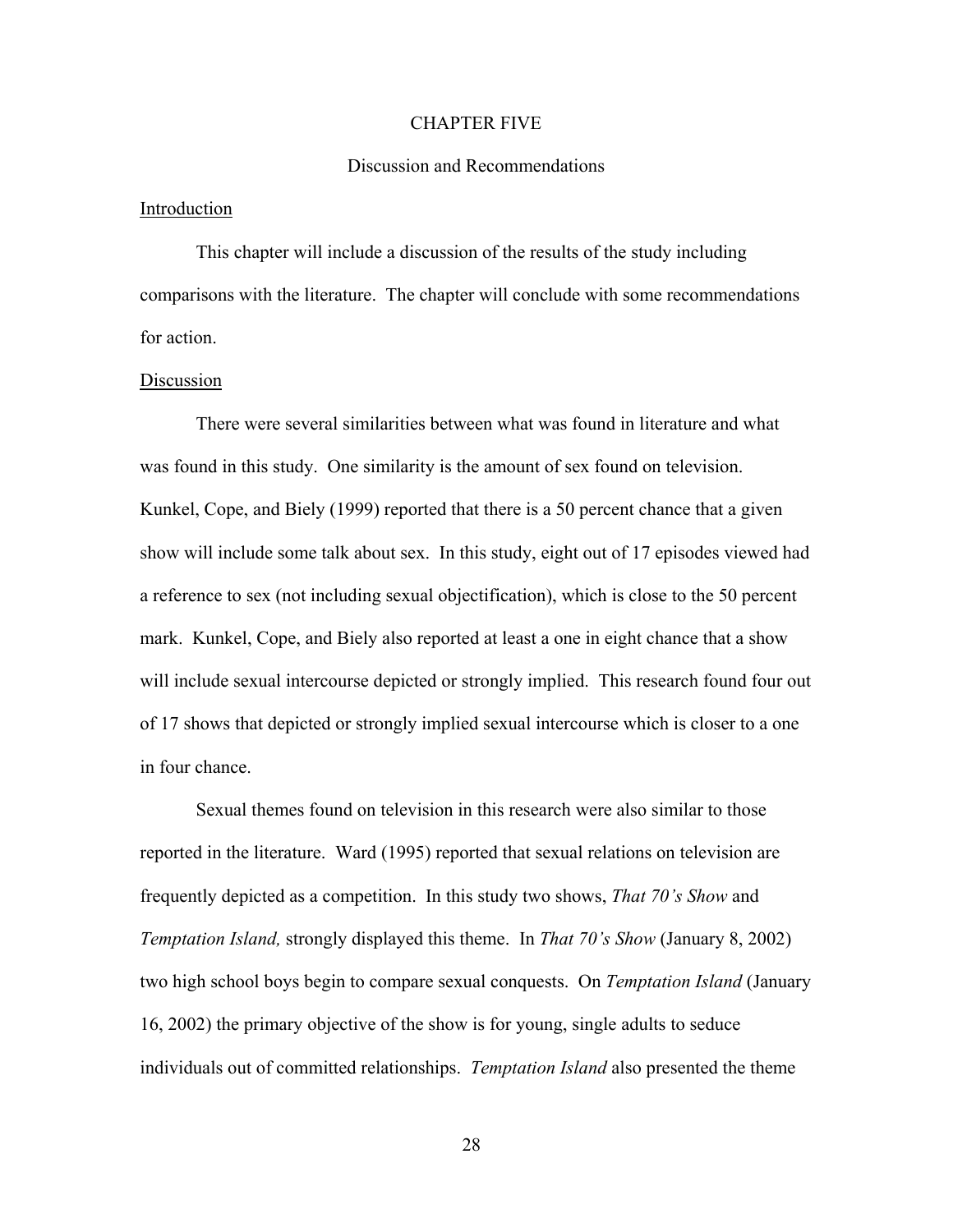# CHAPTER FIVE

## Discussion and Recommendations

### Introduction

This chapter will include a discussion of the results of the study including comparisons with the literature. The chapter will conclude with some recommendations for action.

### Discussion

There were several similarities between what was found in literature and what was found in this study. One similarity is the amount of sex found on television. Kunkel, Cope, and Biely (1999) reported that there is a 50 percent chance that a given show will include some talk about sex. In this study, eight out of 17 episodes viewed had a reference to sex (not including sexual objectification), which is close to the 50 percent mark. Kunkel, Cope, and Biely also reported at least a one in eight chance that a show will include sexual intercourse depicted or strongly implied. This research found four out of 17 shows that depicted or strongly implied sexual intercourse which is closer to a one in four chance.

Sexual themes found on television in this research were also similar to those reported in the literature. Ward (1995) reported that sexual relations on television are frequently depicted as a competition. In this study two shows, *That 70's Show* and *Temptation Island,* strongly displayed this theme. In *That 70's Show* (January 8, 2002) two high school boys begin to compare sexual conquests. On *Temptation Island* (January 16, 2002) the primary objective of the show is for young, single adults to seduce individuals out of committed relationships. *Temptation Island* also presented the theme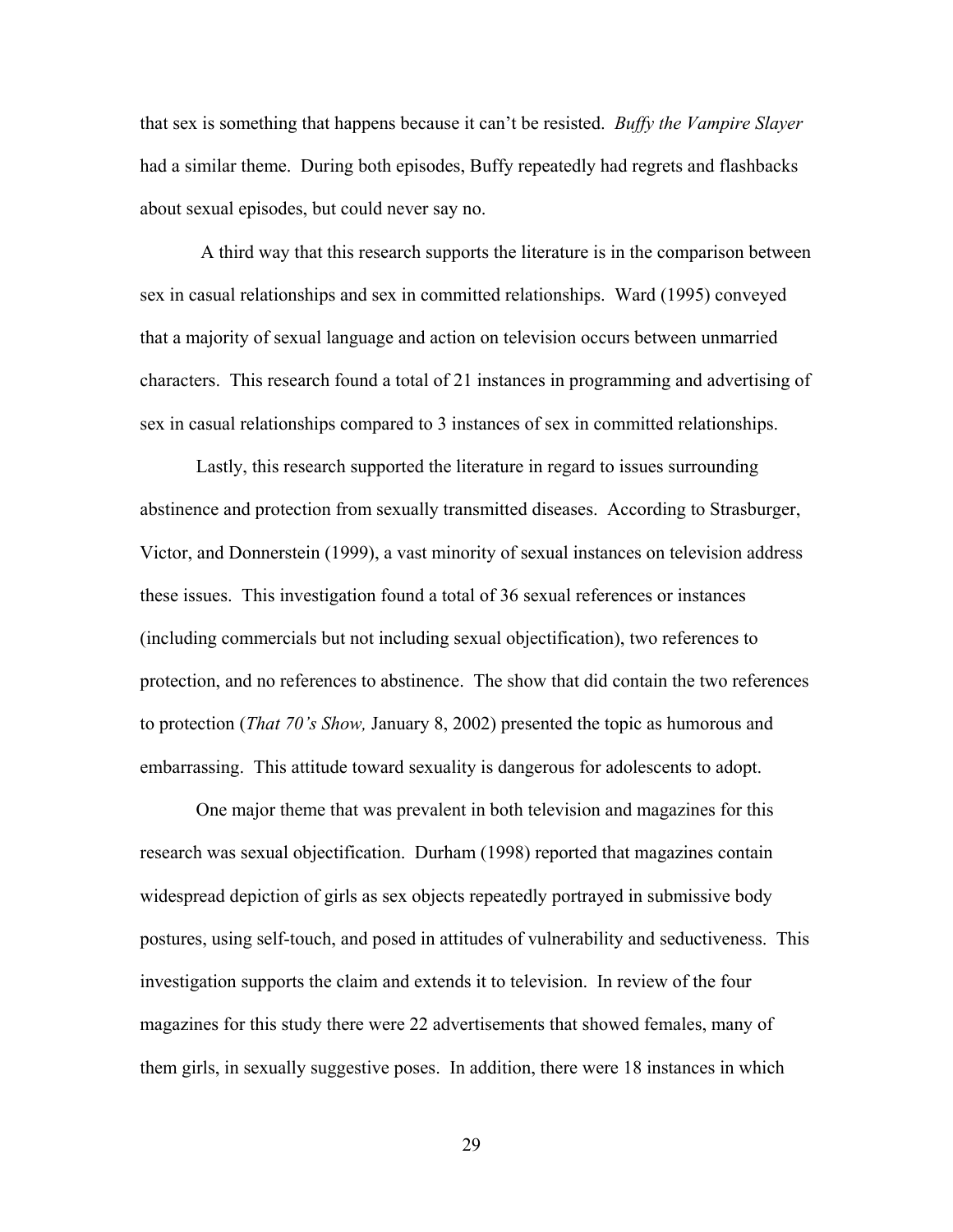that sex is something that happens because it can't be resisted. *Buffy the Vampire Slayer* had a similar theme. During both episodes, Buffy repeatedly had regrets and flashbacks about sexual episodes, but could never say no.

A third way that this research supports the literature is in the comparison between sex in casual relationships and sex in committed relationships. Ward (1995) conveyed that a majority of sexual language and action on television occurs between unmarried characters. This research found a total of 21 instances in programming and advertising of sex in casual relationships compared to 3 instances of sex in committed relationships.

Lastly, this research supported the literature in regard to issues surrounding abstinence and protection from sexually transmitted diseases. According to Strasburger, Victor, and Donnerstein (1999), a vast minority of sexual instances on television address these issues. This investigation found a total of 36 sexual references or instances (including commercials but not including sexual objectification), two references to protection, and no references to abstinence. The show that did contain the two references to protection (*That 70's Show,* January 8, 2002) presented the topic as humorous and embarrassing. This attitude toward sexuality is dangerous for adolescents to adopt.

One major theme that was prevalent in both television and magazines for this research was sexual objectification. Durham (1998) reported that magazines contain widespread depiction of girls as sex objects repeatedly portrayed in submissive body postures, using self-touch, and posed in attitudes of vulnerability and seductiveness. This investigation supports the claim and extends it to television. In review of the four magazines for this study there were 22 advertisements that showed females, many of them girls, in sexually suggestive poses. In addition, there were 18 instances in which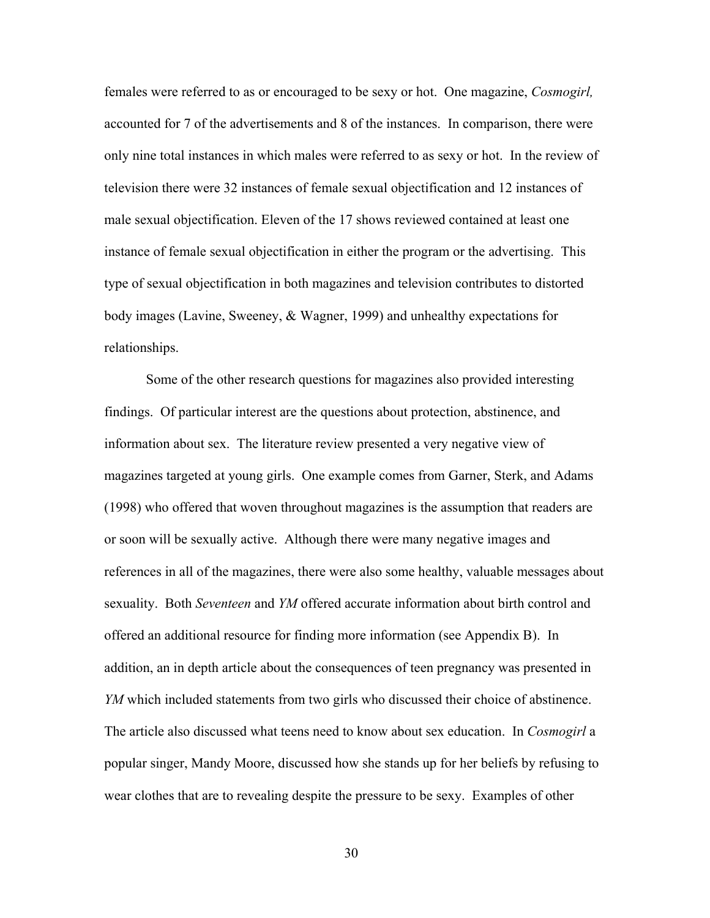females were referred to as or encouraged to be sexy or hot. One magazine, *Cosmogirl,* accounted for 7 of the advertisements and 8 of the instances. In comparison, there were only nine total instances in which males were referred to as sexy or hot. In the review of television there were 32 instances of female sexual objectification and 12 instances of male sexual objectification. Eleven of the 17 shows reviewed contained at least one instance of female sexual objectification in either the program or the advertising. This type of sexual objectification in both magazines and television contributes to distorted body images (Lavine, Sweeney, & Wagner, 1999) and unhealthy expectations for relationships.

Some of the other research questions for magazines also provided interesting findings. Of particular interest are the questions about protection, abstinence, and information about sex. The literature review presented a very negative view of magazines targeted at young girls. One example comes from Garner, Sterk, and Adams (1998) who offered that woven throughout magazines is the assumption that readers are or soon will be sexually active. Although there were many negative images and references in all of the magazines, there were also some healthy, valuable messages about sexuality. Both *Seventeen* and *YM* offered accurate information about birth control and offered an additional resource for finding more information (see Appendix B). In addition, an in depth article about the consequences of teen pregnancy was presented in *YM* which included statements from two girls who discussed their choice of abstinence. The article also discussed what teens need to know about sex education. In *Cosmogirl* a popular singer, Mandy Moore, discussed how she stands up for her beliefs by refusing to wear clothes that are to revealing despite the pressure to be sexy. Examples of other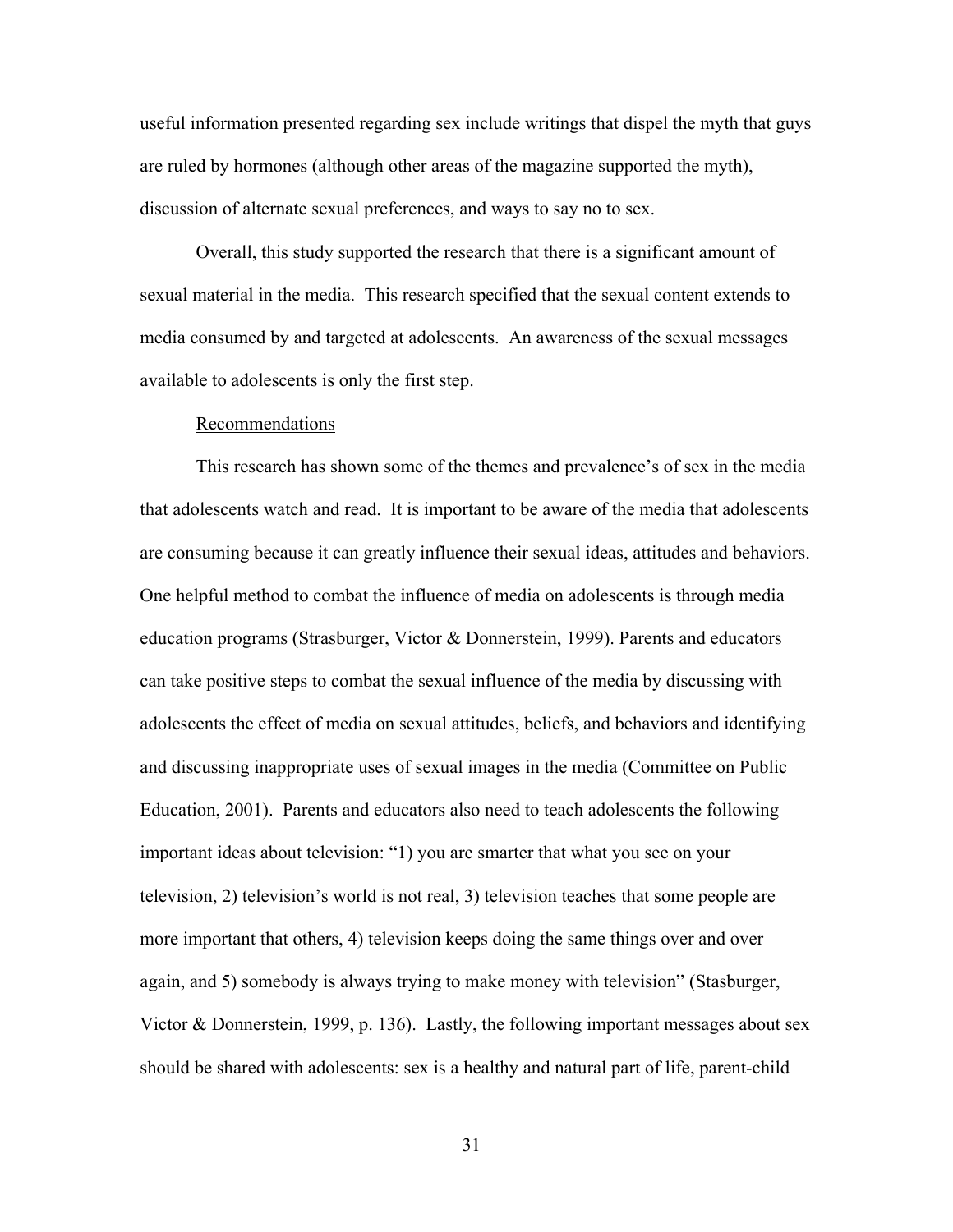useful information presented regarding sex include writings that dispel the myth that guys are ruled by hormones (although other areas of the magazine supported the myth), discussion of alternate sexual preferences, and ways to say no to sex.

Overall, this study supported the research that there is a significant amount of sexual material in the media. This research specified that the sexual content extends to media consumed by and targeted at adolescents. An awareness of the sexual messages available to adolescents is only the first step.

## Recommendations

This research has shown some of the themes and prevalence's of sex in the media that adolescents watch and read. It is important to be aware of the media that adolescents are consuming because it can greatly influence their sexual ideas, attitudes and behaviors. One helpful method to combat the influence of media on adolescents is through media education programs (Strasburger, Victor & Donnerstein, 1999). Parents and educators can take positive steps to combat the sexual influence of the media by discussing with adolescents the effect of media on sexual attitudes, beliefs, and behaviors and identifying and discussing inappropriate uses of sexual images in the media (Committee on Public Education, 2001). Parents and educators also need to teach adolescents the following important ideas about television: "1) you are smarter that what you see on your television, 2) television's world is not real, 3) television teaches that some people are more important that others, 4) television keeps doing the same things over and over again, and 5) somebody is always trying to make money with television" (Stasburger, Victor & Donnerstein, 1999, p. 136). Lastly, the following important messages about sex should be shared with adolescents: sex is a healthy and natural part of life, parent-child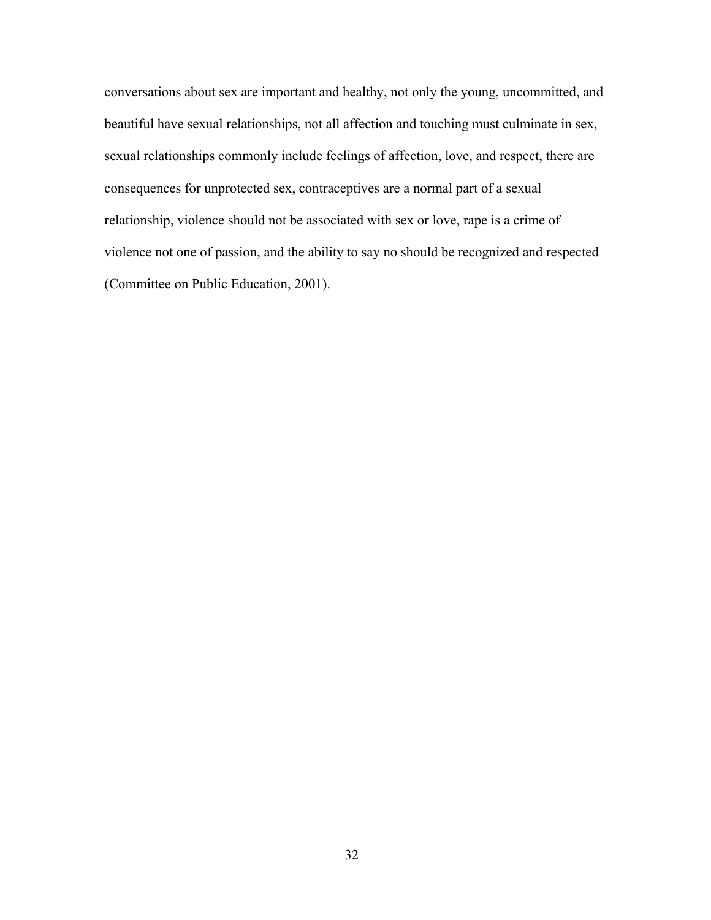conversations about sex are important and healthy, not only the young, uncommitted, and beautiful have sexual relationships, not all affection and touching must culminate in sex, sexual relationships commonly include feelings of affection, love, and respect, there are consequences for unprotected sex, contraceptives are a normal part of a sexual relationship, violence should not be associated with sex or love, rape is a crime of violence not one of passion, and the ability to say no should be recognized and respected (Committee on Public Education, 2001).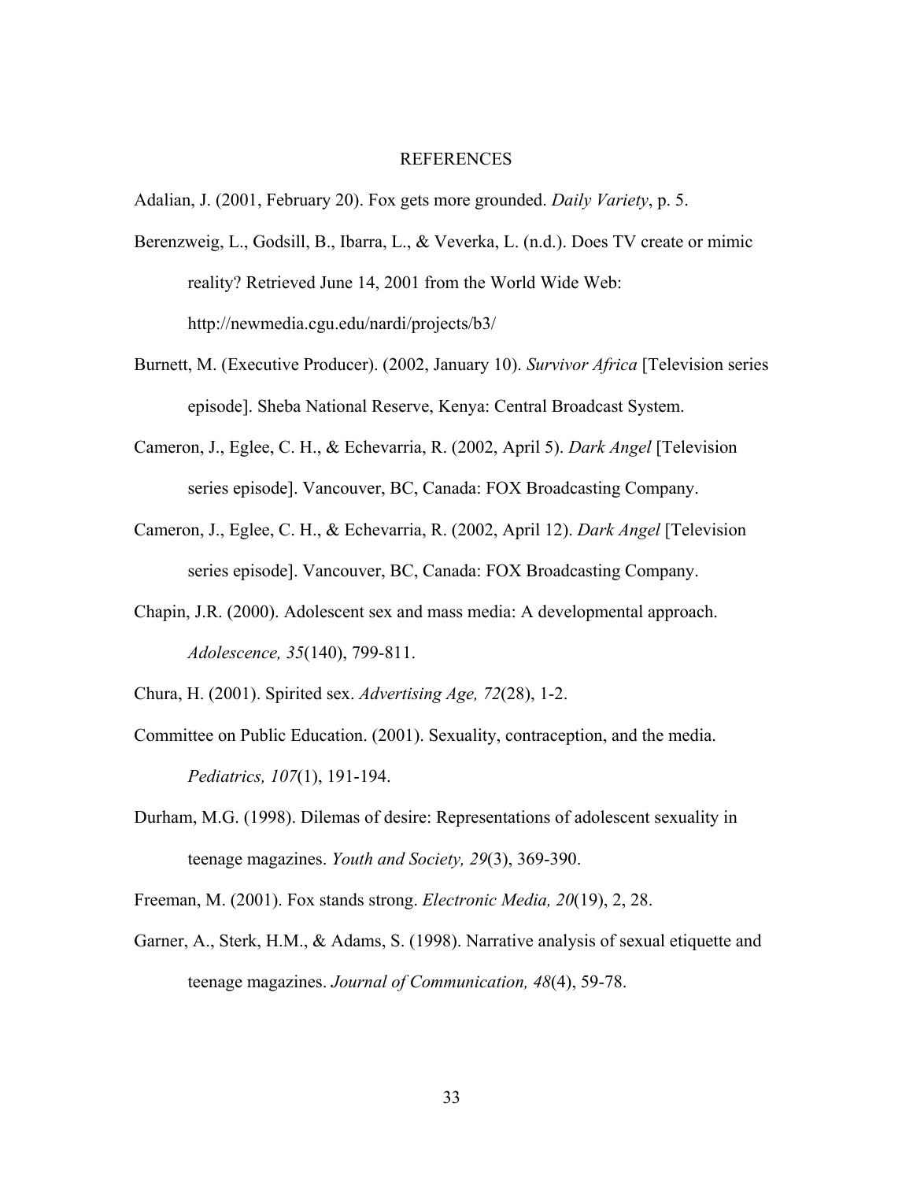# REFERENCES

Adalian, J. (2001, February 20). Fox gets more grounded. *Daily Variety*, p. 5.

Berenzweig, L., Godsill, B., Ibarra, L., & Veverka, L. (n.d.). Does TV create or mimic reality? Retrieved June 14, 2001 from the World Wide Web: http://newmedia.cgu.edu/nardi/projects/b3/

Burnett, M. (Executive Producer). (2002, January 10). *Survivor Africa* [Television series episode]. Sheba National Reserve, Kenya: Central Broadcast System.

Cameron, J., Eglee, C. H., & Echevarria, R. (2002, April 5). *Dark Angel* [Television series episode]. Vancouver, BC, Canada: FOX Broadcasting Company.

Cameron, J., Eglee, C. H., & Echevarria, R. (2002, April 12). *Dark Angel* [Television series episode]. Vancouver, BC, Canada: FOX Broadcasting Company.

Chapin, J.R. (2000). Adolescent sex and mass media: A developmental approach. *Adolescence, 35*(140), 799-811.

Chura, H. (2001). Spirited sex. *Advertising Age, 72*(28), 1-2.

Committee on Public Education. (2001). Sexuality, contraception, and the media. *Pediatrics, 107*(1), 191-194.

Durham, M.G. (1998). Dilemas of desire: Representations of adolescent sexuality in teenage magazines. *Youth and Society, 29*(3), 369-390.

Freeman, M. (2001). Fox stands strong. *Electronic Media, 20*(19), 2, 28.

Garner, A., Sterk, H.M., & Adams, S. (1998). Narrative analysis of sexual etiquette and teenage magazines. *Journal of Communication, 48*(4), 59-78.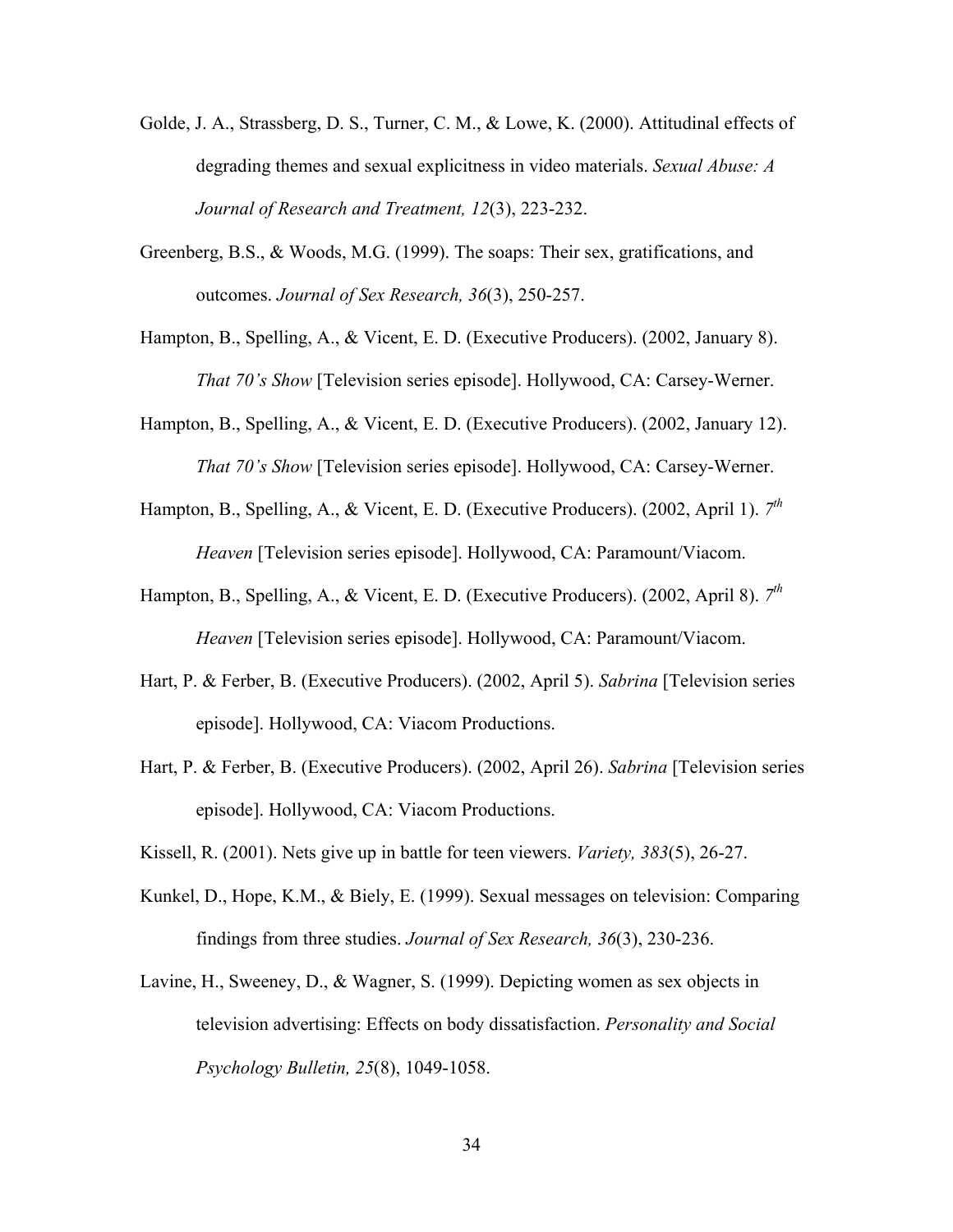Golde, J. A., Strassberg, D. S., Turner, C. M., & Lowe, K. (2000). Attitudinal effects of degrading themes and sexual explicitness in video materials. *Sexual Abuse: A Journal of Research and Treatment, 12*(3), 223-232.

Greenberg, B.S., & Woods, M.G. (1999). The soaps: Their sex, gratifications, and outcomes. *Journal of Sex Research, 36*(3), 250-257.

Hampton, B., Spelling, A., & Vicent, E. D. (Executive Producers). (2002, January 8). *That 70's Show* [Television series episode]. Hollywood, CA: Carsey-Werner.

Hampton, B., Spelling, A., & Vicent, E. D. (Executive Producers). (2002, January 12). *That 70's Show* [Television series episode]. Hollywood, CA: Carsey-Werner.

Hampton, B., Spelling, A., & Vicent, E. D. (Executive Producers). (2002, April 1). *7th Heaven* [Television series episode]. Hollywood, CA: Paramount/Viacom.

Hampton, B., Spelling, A., & Vicent, E. D. (Executive Producers). (2002, April 8). *7th Heaven* [Television series episode]. Hollywood, CA: Paramount/Viacom.

Hart, P. & Ferber, B. (Executive Producers). (2002, April 5). *Sabrina* [Television series episode]. Hollywood, CA: Viacom Productions.

Hart, P. & Ferber, B. (Executive Producers). (2002, April 26). *Sabrina* [Television series episode]. Hollywood, CA: Viacom Productions.

Kissell, R. (2001). Nets give up in battle for teen viewers. *Variety, 383*(5), 26-27.

Kunkel, D., Hope, K.M., & Biely, E. (1999). Sexual messages on television: Comparing findings from three studies. *Journal of Sex Research, 36*(3), 230-236.

Lavine, H., Sweeney, D., & Wagner, S. (1999). Depicting women as sex objects in television advertising: Effects on body dissatisfaction. *Personality and Social Psychology Bulletin, 25*(8), 1049-1058.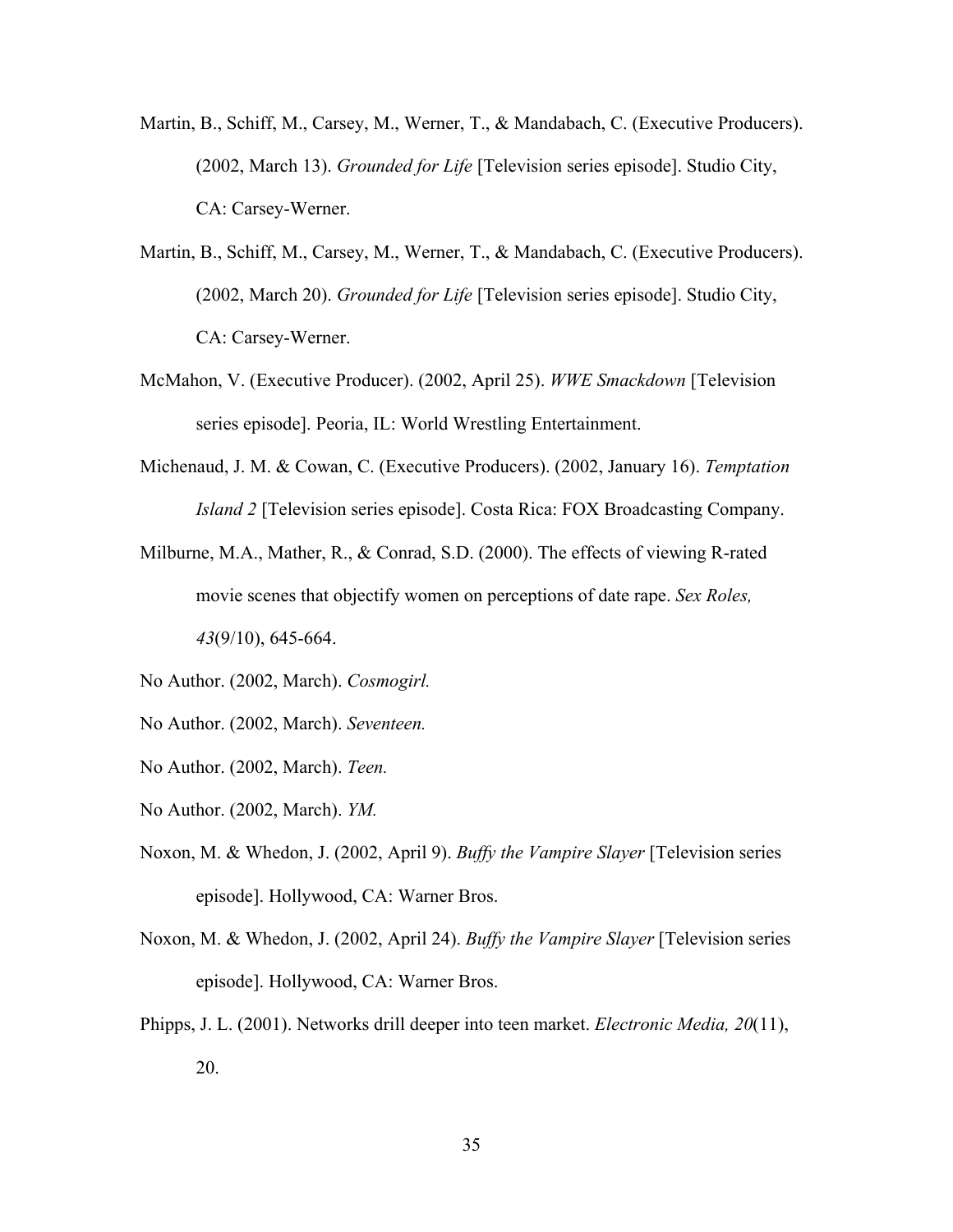Martin, B., Schiff, M., Carsey, M., Werner, T., & Mandabach, C. (Executive Producers). (2002, March 13). *Grounded for Life* [Television series episode]. Studio City, CA: Carsey-Werner.

Martin, B., Schiff, M., Carsey, M., Werner, T., & Mandabach, C. (Executive Producers). (2002, March 20). *Grounded for Life* [Television series episode]. Studio City, CA: Carsey-Werner.

McMahon, V. (Executive Producer). (2002, April 25). *WWE Smackdown* [Television series episode]. Peoria, IL: World Wrestling Entertainment.

Michenaud, J. M. & Cowan, C. (Executive Producers). (2002, January 16). *Temptation Island 2* [Television series episode]. Costa Rica: FOX Broadcasting Company.

Milburne, M.A., Mather, R., & Conrad, S.D. (2000). The effects of viewing R-rated movie scenes that objectify women on perceptions of date rape. *Sex Roles, 43*(9/10), 645-664.

No Author. (2002, March). *Cosmogirl.*

No Author. (2002, March). *Seventeen.*

No Author. (2002, March). *Teen.*

No Author. (2002, March). *YM.*

Noxon, M. & Whedon, J. (2002, April 9). *Buffy the Vampire Slayer* [Television series episode]. Hollywood, CA: Warner Bros.

Noxon, M. & Whedon, J. (2002, April 24). *Buffy the Vampire Slayer* [Television series episode]. Hollywood, CA: Warner Bros.

Phipps, J. L. (2001). Networks drill deeper into teen market. *Electronic Media, 20*(11), 20.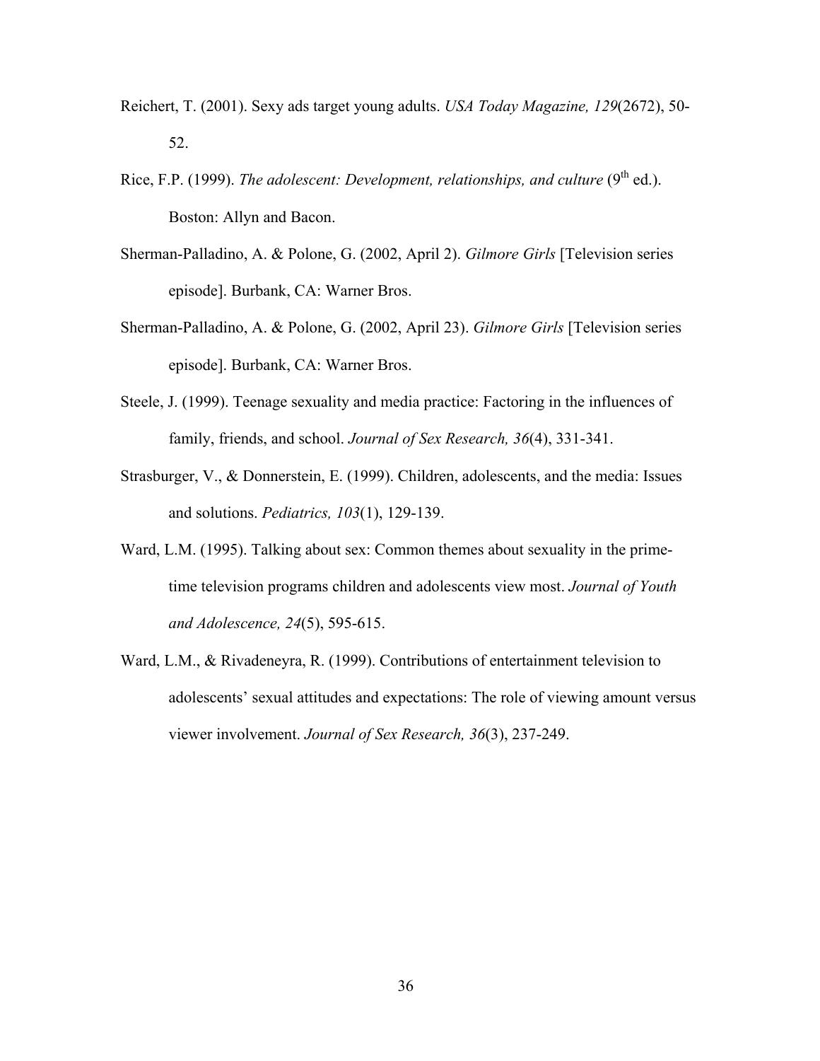Reichert, T. (2001). Sexy ads target young adults. *USA Today Magazine, 129*(2672), 50-52.

Rice, F.P. (1999). *The adolescent: Development, relationships, and culture* (9th ed.). Boston: Allyn and Bacon.

Sherman-Palladino, A. & Polone, G. (2002, April 2). *Gilmore Girls* [Television series episode]. Burbank, CA: Warner Bros.

Sherman-Palladino, A. & Polone, G. (2002, April 23). *Gilmore Girls* [Television series episode]. Burbank, CA: Warner Bros.

Steele, J. (1999). Teenage sexuality and media practice: Factoring in the influences of family, friends, and school. *Journal of Sex Research, 36*(4), 331-341.

Strasburger, V., & Donnerstein, E. (1999). Children, adolescents, and the media: Issues and solutions. *Pediatrics, 103*(1), 129-139.

Ward, L.M. (1995). Talking about sex: Common themes about sexuality in the prime-time television programs children and adolescents view most. *Journal of Youth and Adolescence, 24*(5), 595-615.

Ward, L.M., & Rivadeneyra, R. (1999). Contributions of entertainment television to adolescents' sexual attitudes and expectations: The role of viewing amount versus viewer involvement. *Journal of Sex Research, 36*(3), 237-249.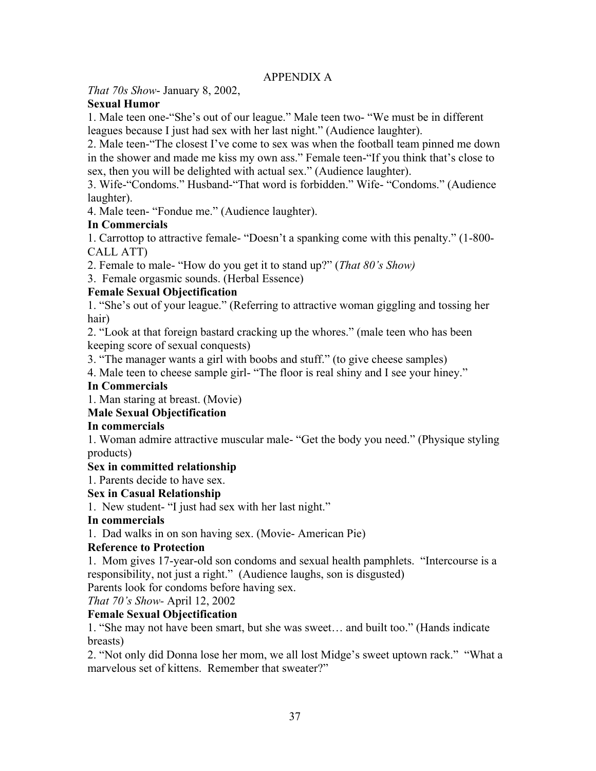APPENDIX A

*That 70s Show*- January 8, 2002,

**Sexual Humor**

1. Male teen one-"She's out of our league." Male teen two- "We must be in different leagues because I just had sex with her last night." (Audience laughter).
2. Male teen-"The closest I've come to sex was when the football team pinned me down in the shower and made me kiss my own ass." Female teen-"If you think that's close to sex, then you will be delighted with actual sex." (Audience laughter).
3. Wife-"Condoms." Husband-"That word is forbidden." Wife- "Condoms." (Audience laughter).
4. Male teen- "Fondue me." (Audience laughter).

**In Commercials**

1. Carrottop to attractive female- "Doesn't a spanking come with this penalty." (1-800-CALL ATT)
2. Female to male- "How do you get it to stand up?" (*That 80's Show)*
3. Female orgasmic sounds. (Herbal Essence)

**Female Sexual Objectification**

1. "She's out of your league." (Referring to attractive woman giggling and tossing her hair)
2. "Look at that foreign bastard cracking up the whores." (male teen who has been keeping score of sexual conquests)
3. "The manager wants a girl with boobs and stuff." (to give cheese samples)
4. Male teen to cheese sample girl- "The floor is real shiny and I see your hiney."

**In Commercials**

1. Man staring at breast. (Movie)

**Male Sexual Objectification**

**In commercials**

1. Woman admire attractive muscular male- "Get the body you need." (Physique styling products)

**Sex in committed relationship**

1. Parents decide to have sex.

**Sex in Casual Relationship**

1. New student- "I just had sex with her last night."

**In commercials**

1. Dad walks in on son having sex. (Movie- American Pie)

**Reference to Protection**

1. Mom gives 17-year-old son condoms and sexual health pamphlets. "Intercourse is a responsibility, not just a right." (Audience laughs, son is disgusted)

Parents look for condoms before having sex.

*That 70's Show*- April 12, 2002

**Female Sexual Objectification**

1. "She may not have been smart, but she was sweet… and built too." (Hands indicate breasts)
2. "Not only did Donna lose her mom, we all lost Midge's sweet uptown rack." "What a marvelous set of kittens. Remember that sweater?"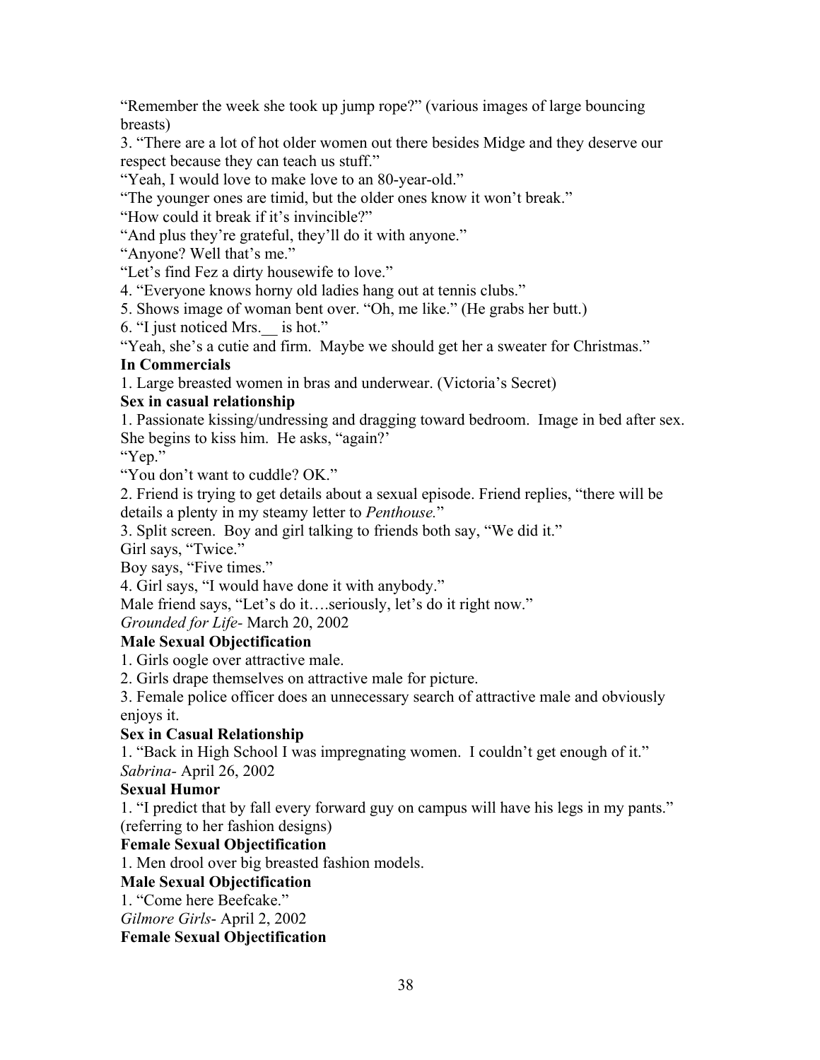"Remember the week she took up jump rope?" (various images of large bouncing breasts)

3. "There are a lot of hot older women out there besides Midge and they deserve our respect because they can teach us stuff."

"Yeah, I would love to make love to an 80-year-old."

"The younger ones are timid, but the older ones know it won't break."

"How could it break if it's invincible?"

"And plus they're grateful, they'll do it with anyone."

"Anyone? Well that's me."

"Let's find Fez a dirty housewife to love."

4. "Everyone knows horny old ladies hang out at tennis clubs."

5. Shows image of woman bent over. "Oh, me like." (He grabs her butt.)

6. "I just noticed Mrs.__ is hot."

"Yeah, she's a cutie and firm. Maybe we should get her a sweater for Christmas."

**In Commercials**

1. Large breasted women in bras and underwear. (Victoria's Secret)

**Sex in casual relationship**

1. Passionate kissing/undressing and dragging toward bedroom. Image in bed after sex. She begins to kiss him. He asks, "again?'

"Yep."

"You don't want to cuddle? OK."

2. Friend is trying to get details about a sexual episode. Friend replies, "there will be details a plenty in my steamy letter to *Penthouse.*"

3. Split screen. Boy and girl talking to friends both say, "We did it."

Girl says, "Twice."

Boy says, "Five times."

4. Girl says, "I would have done it with anybody."

Male friend says, "Let's do it….seriously, let's do it right now."

*Grounded for Life*- March 20, 2002

**Male Sexual Objectification**

1. Girls oogle over attractive male.

2. Girls drape themselves on attractive male for picture.

3. Female police officer does an unnecessary search of attractive male and obviously enjoys it.

**Sex in Casual Relationship**

1. "Back in High School I was impregnating women. I couldn't get enough of it."

*Sabrina*- April 26, 2002

**Sexual Humor**

1. "I predict that by fall every forward guy on campus will have his legs in my pants." (referring to her fashion designs)

**Female Sexual Objectification**

1. Men drool over big breasted fashion models.

**Male Sexual Objectification**

1. "Come here Beefcake."

*Gilmore Girls*- April 2, 2002

**Female Sexual Objectification**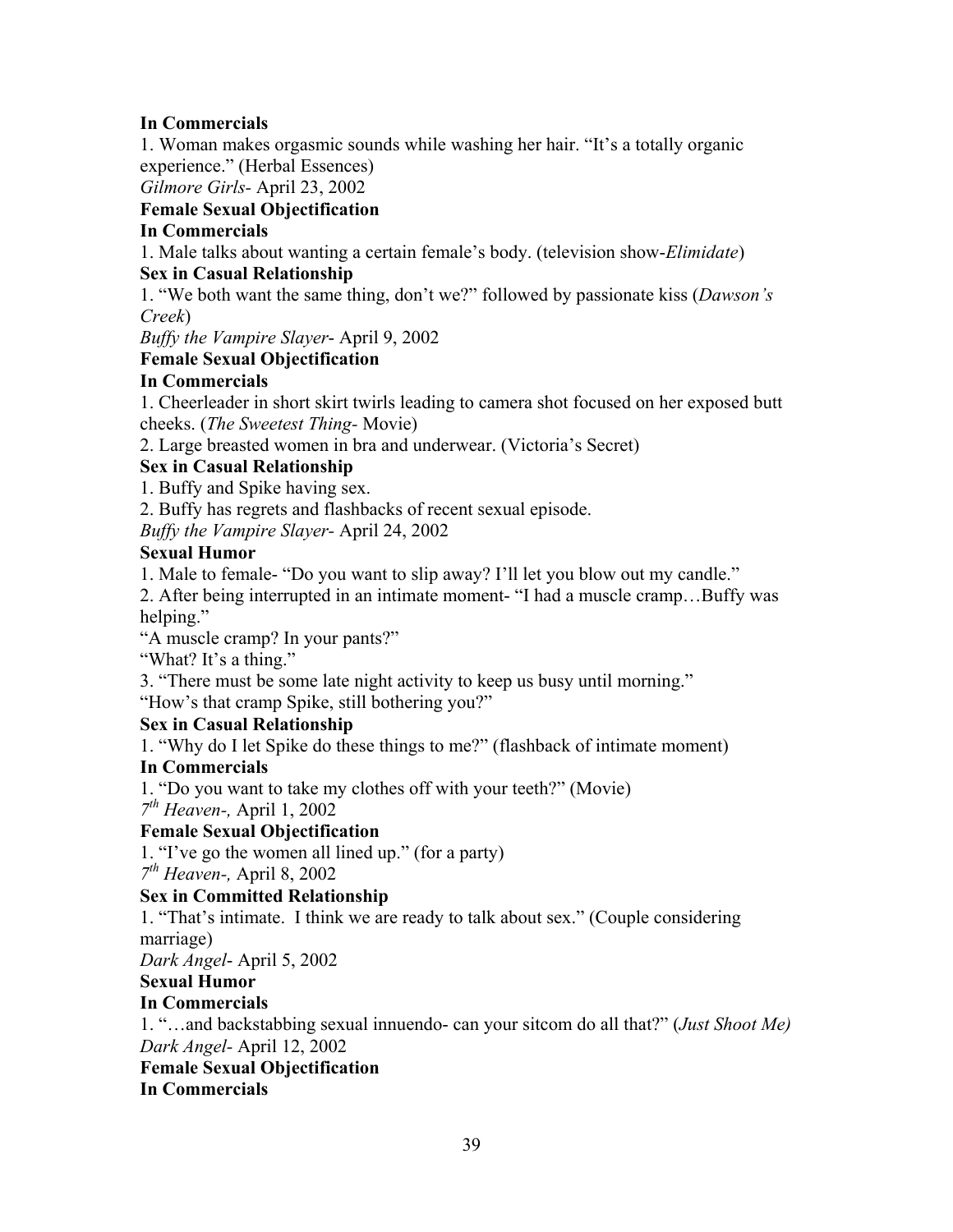**In Commercials**

1. Woman makes orgasmic sounds while washing her hair. "It's a totally organic experience." (Herbal Essences)

*Gilmore Girls*- April 23, 2002

**Female Sexual Objectification**

**In Commercials**

1. Male talks about wanting a certain female's body. (television show-*Elimidate*)

**Sex in Casual Relationship**

1. "We both want the same thing, don't we?" followed by passionate kiss (*Dawson's Creek*)

*Buffy the Vampire Slayer*- April 9, 2002

**Female Sexual Objectification**

**In Commercials**

1. Cheerleader in short skirt twirls leading to camera shot focused on her exposed butt cheeks. (*The Sweetest Thing*- Movie)
2. Large breasted women in bra and underwear. (Victoria's Secret)

**Sex in Casual Relationship**

1. Buffy and Spike having sex.
2. Buffy has regrets and flashbacks of recent sexual episode.

*Buffy the Vampire Slayer*- April 24, 2002

**Sexual Humor**

1. Male to female- "Do you want to slip away? I'll let you blow out my candle."
2. After being interrupted in an intimate moment- "I had a muscle cramp…Buffy was helping."

"A muscle cramp? In your pants?"

"What? It's a thing."

3. "There must be some late night activity to keep us busy until morning."

"How's that cramp Spike, still bothering you?"

**Sex in Casual Relationship**

1. "Why do I let Spike do these things to me?" (flashback of intimate moment)

**In Commercials**

1. "Do you want to take my clothes off with your teeth?" (Movie)

*7th Heaven-,* April 1, 2002

**Female Sexual Objectification**

1. "I've go the women all lined up." (for a party)

*7th Heaven-,* April 8, 2002

**Sex in Committed Relationship**

1. "That's intimate. I think we are ready to talk about sex." (Couple considering marriage)

*Dark Angel*- April 5, 2002

**Sexual Humor**

**In Commercials**

1. "…and backstabbing sexual innuendo- can your sitcom do all that?" (*Just Shoot Me)*

*Dark Angel*- April 12, 2002

**Female Sexual Objectification**

**In Commercials**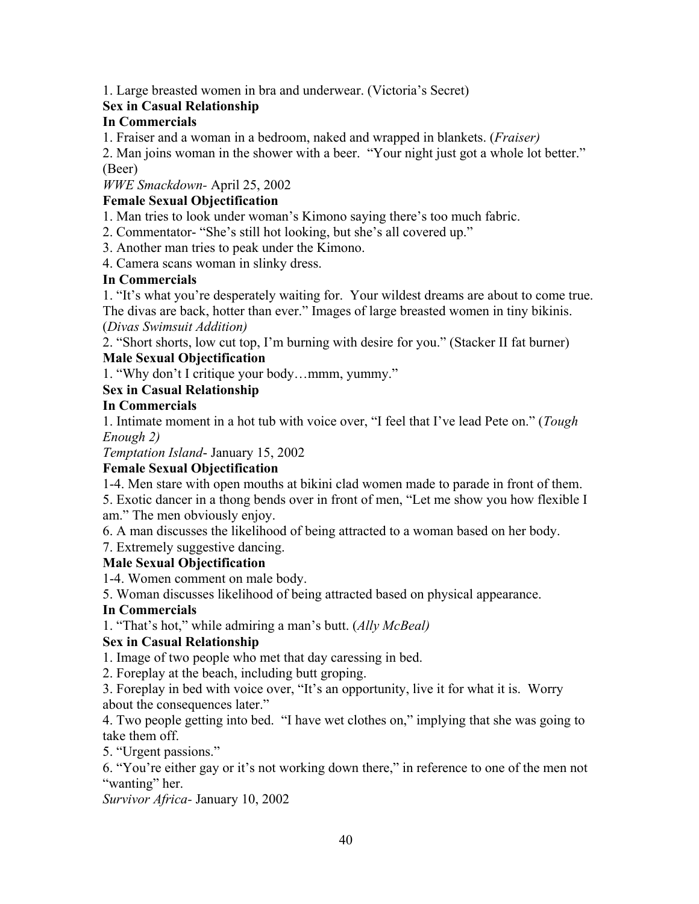1. Large breasted women in bra and underwear. (Victoria's Secret)

**Sex in Casual Relationship**

**In Commercials**

1. Fraiser and a woman in a bedroom, naked and wrapped in blankets. (*Fraiser)*
2. Man joins woman in the shower with a beer. "Your night just got a whole lot better." (Beer)

*WWE Smackdown*- April 25, 2002

**Female Sexual Objectification**

1. Man tries to look under woman's Kimono saying there's too much fabric.
2. Commentator- "She's still hot looking, but she's all covered up."
3. Another man tries to peak under the Kimono.
4. Camera scans woman in slinky dress.

**In Commercials**

1. "It's what you're desperately waiting for. Your wildest dreams are about to come true. The divas are back, hotter than ever." Images of large breasted women in tiny bikinis. (*Divas Swimsuit Addition)*
2. "Short shorts, low cut top, I'm burning with desire for you." (Stacker II fat burner)

**Male Sexual Objectification**

1. "Why don't I critique your body…mmm, yummy."

**Sex in Casual Relationship**

**In Commercials**

1. Intimate moment in a hot tub with voice over, "I feel that I've lead Pete on." (*Tough Enough 2)*

*Temptation Island*- January 15, 2002

**Female Sexual Objectification**

1-4. Men stare with open mouths at bikini clad women made to parade in front of them.

5. Exotic dancer in a thong bends over in front of men, "Let me show you how flexible I am." The men obviously enjoy.

6. A man discusses the likelihood of being attracted to a woman based on her body.

7. Extremely suggestive dancing.

**Male Sexual Objectification**

1-4. Women comment on male body.

5. Woman discusses likelihood of being attracted based on physical appearance.

**In Commercials**

1. "That's hot," while admiring a man's butt. (*Ally McBeal)*

**Sex in Casual Relationship**

1. Image of two people who met that day caressing in bed.
2. Foreplay at the beach, including butt groping.
3. Foreplay in bed with voice over, "It's an opportunity, live it for what it is. Worry about the consequences later."
4. Two people getting into bed. "I have wet clothes on," implying that she was going to take them off.
5. "Urgent passions."
6. "You're either gay or it's not working down there," in reference to one of the men not "wanting" her.

*Survivor Africa*- January 10, 2002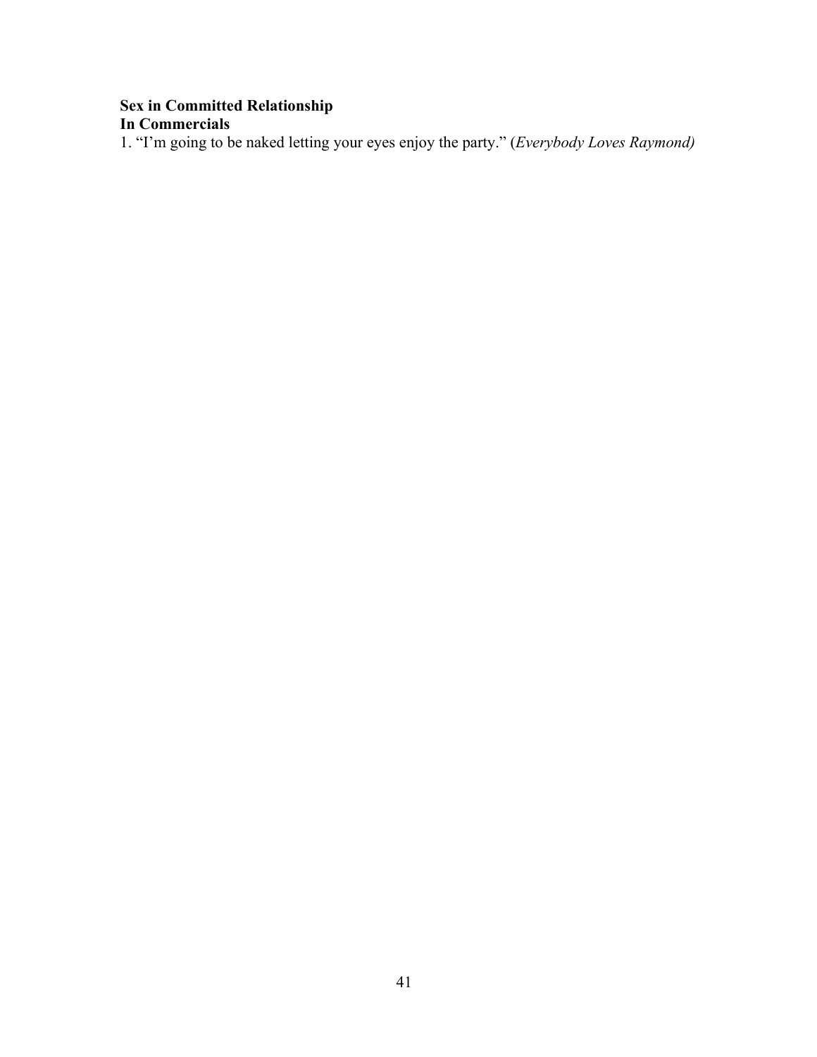**Sex in Committed Relationship**
**In Commercials**

1. "I'm going to be naked letting your eyes enjoy the party." (*Everybody Loves Raymond)*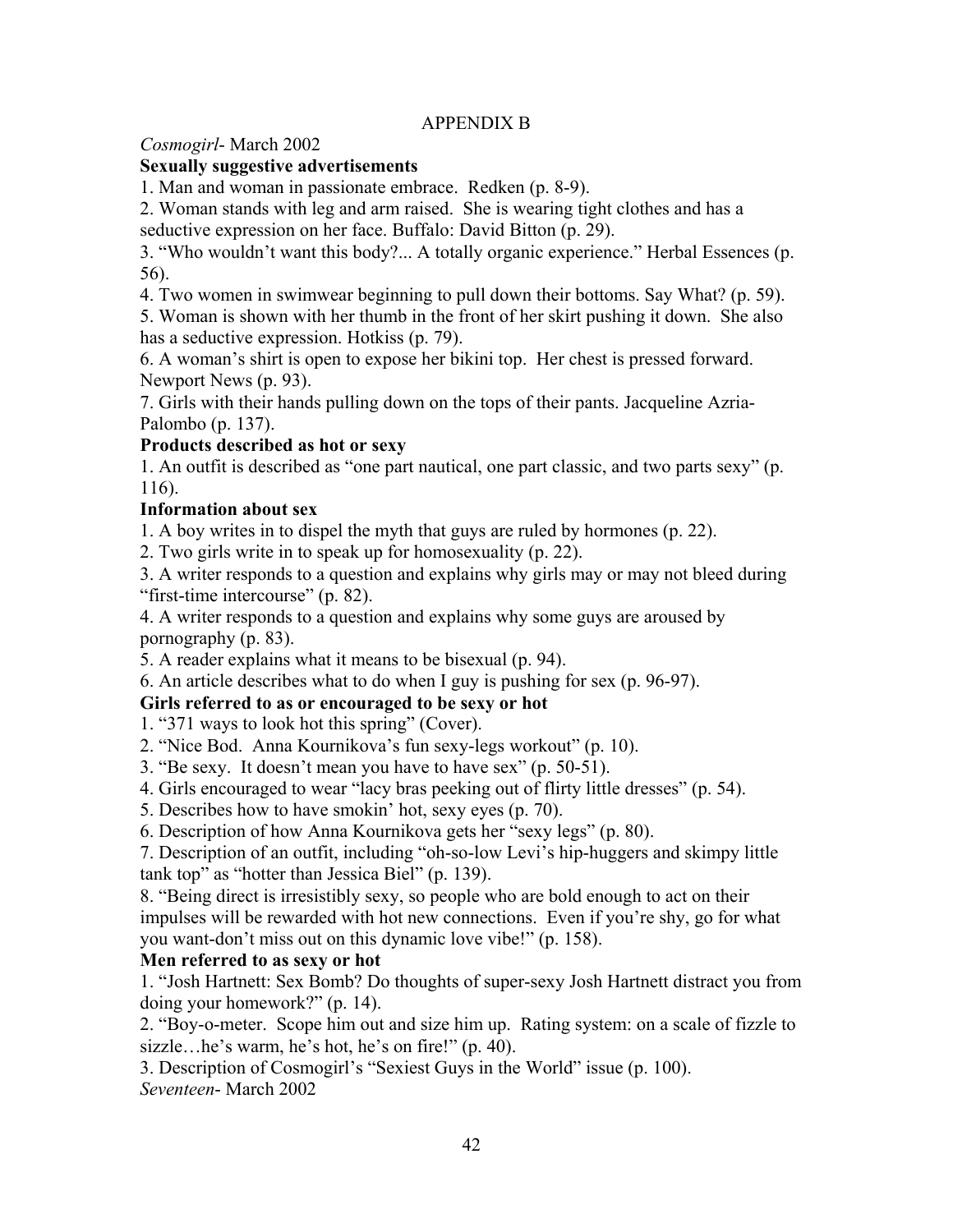# APPENDIX B

*Cosmogirl*- March 2002

**Sexually suggestive advertisements**

1. Man and woman in passionate embrace. Redken (p. 8-9).
2. Woman stands with leg and arm raised. She is wearing tight clothes and has a seductive expression on her face. Buffalo: David Bitton (p. 29).
3. "Who wouldn't want this body?... A totally organic experience." Herbal Essences (p. 56).
4. Two women in swimwear beginning to pull down their bottoms. Say What? (p. 59).
5. Woman is shown with her thumb in the front of her skirt pushing it down. She also has a seductive expression. Hotkiss (p. 79).
6. A woman's shirt is open to expose her bikini top. Her chest is pressed forward. Newport News (p. 93).
7. Girls with their hands pulling down on the tops of their pants. Jacqueline Azria-Palombo (p. 137).

**Products described as hot or sexy**

1. An outfit is described as "one part nautical, one part classic, and two parts sexy" (p. 116).

**Information about sex**

1. A boy writes in to dispel the myth that guys are ruled by hormones (p. 22).
2. Two girls write in to speak up for homosexuality (p. 22).
3. A writer responds to a question and explains why girls may or may not bleed during "first-time intercourse" (p. 82).
4. A writer responds to a question and explains why some guys are aroused by pornography (p. 83).
5. A reader explains what it means to be bisexual (p. 94).
6. An article describes what to do when I guy is pushing for sex (p. 96-97).

**Girls referred to as or encouraged to be sexy or hot**

1. "371 ways to look hot this spring" (Cover).
2. "Nice Bod. Anna Kournikova's fun sexy-legs workout" (p. 10).
3. "Be sexy. It doesn't mean you have to have sex" (p. 50-51).
4. Girls encouraged to wear "lacy bras peeking out of flirty little dresses" (p. 54).
5. Describes how to have smokin' hot, sexy eyes (p. 70).
6. Description of how Anna Kournikova gets her "sexy legs" (p. 80).
7. Description of an outfit, including "oh-so-low Levi's hip-huggers and skimpy little tank top" as "hotter than Jessica Biel" (p. 139).
8. "Being direct is irresistibly sexy, so people who are bold enough to act on their impulses will be rewarded with hot new connections. Even if you're shy, go for what you want-don't miss out on this dynamic love vibe!" (p. 158).

**Men referred to as sexy or hot**

1. "Josh Hartnett: Sex Bomb? Do thoughts of super-sexy Josh Hartnett distract you from doing your homework?" (p. 14).
2. "Boy-o-meter. Scope him out and size him up. Rating system: on a scale of fizzle to sizzle…he's warm, he's hot, he's on fire!" (p. 40).
3. Description of Cosmogirl's "Sexiest Guys in the World" issue (p. 100).

*Seventeen*- March 2002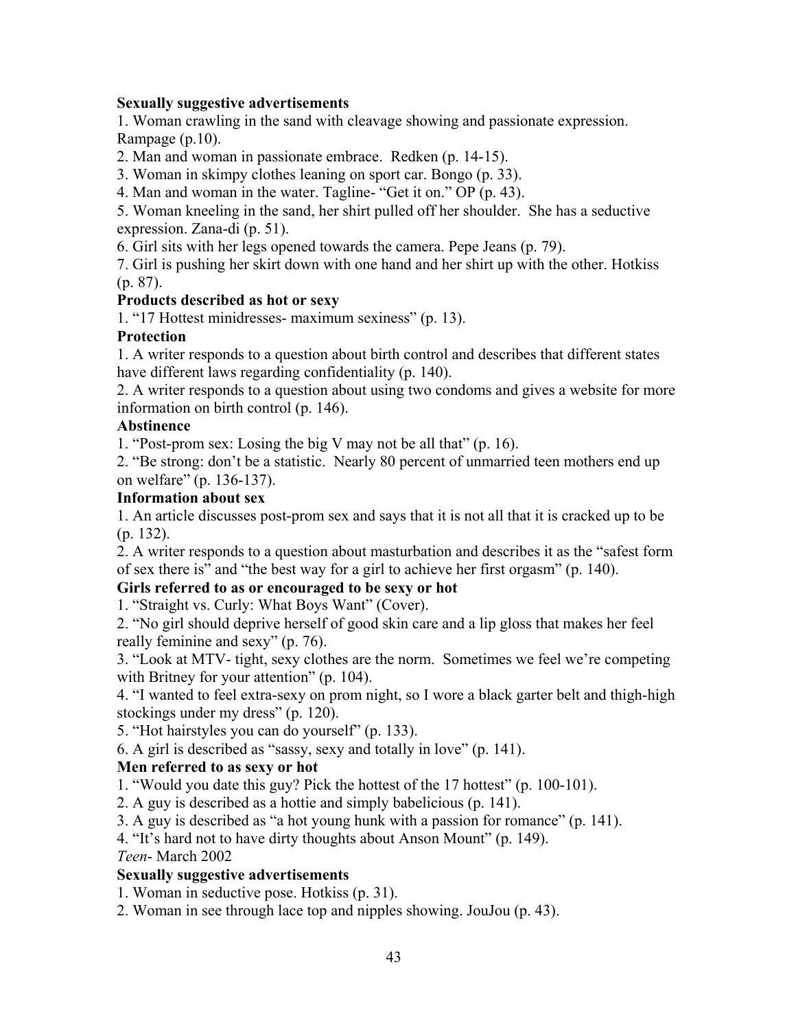**Sexually suggestive advertisements**

1. Woman crawling in the sand with cleavage showing and passionate expression. Rampage (p.10).
2. Man and woman in passionate embrace. Redken (p. 14-15).
3. Woman in skimpy clothes leaning on sport car. Bongo (p. 33).
4. Man and woman in the water. Tagline- "Get it on." OP (p. 43).
5. Woman kneeling in the sand, her shirt pulled off her shoulder. She has a seductive expression. Zana-di (p. 51).
6. Girl sits with her legs opened towards the camera. Pepe Jeans (p. 79).
7. Girl is pushing her skirt down with one hand and her shirt up with the other. Hotkiss (p. 87).

**Products described as hot or sexy**

1. "17 Hottest minidresses- maximum sexiness" (p. 13).

**Protection**

1. A writer responds to a question about birth control and describes that different states have different laws regarding confidentiality (p. 140).
2. A writer responds to a question about using two condoms and gives a website for more information on birth control (p. 146).

**Abstinence**

1. "Post-prom sex: Losing the big V may not be all that" (p. 16).
2. "Be strong: don't be a statistic. Nearly 80 percent of unmarried teen mothers end up on welfare" (p. 136-137).

**Information about sex**

1. An article discusses post-prom sex and says that it is not all that it is cracked up to be (p. 132).
2. A writer responds to a question about masturbation and describes it as the "safest form of sex there is" and "the best way for a girl to achieve her first orgasm" (p. 140).

**Girls referred to as or encouraged to be sexy or hot**

1. "Straight vs. Curly: What Boys Want" (Cover).
2. "No girl should deprive herself of good skin care and a lip gloss that makes her feel really feminine and sexy" (p. 76).
3. "Look at MTV- tight, sexy clothes are the norm. Sometimes we feel we're competing with Britney for your attention" (p. 104).
4. "I wanted to feel extra-sexy on prom night, so I wore a black garter belt and thigh-high stockings under my dress" (p. 120).
5. "Hot hairstyles you can do yourself" (p. 133).
6. A girl is described as "sassy, sexy and totally in love" (p. 141).

**Men referred to as sexy or hot**

1. "Would you date this guy? Pick the hottest of the 17 hottest" (p. 100-101).
2. A guy is described as a hottie and simply babelicious (p. 141).
3. A guy is described as "a hot young hunk with a passion for romance" (p. 141).
4. "It's hard not to have dirty thoughts about Anson Mount" (p. 149).

*Teen*- March 2002

**Sexually suggestive advertisements**

1. Woman in seductive pose. Hotkiss (p. 31).
2. Woman in see through lace top and nipples showing. JouJou (p. 43).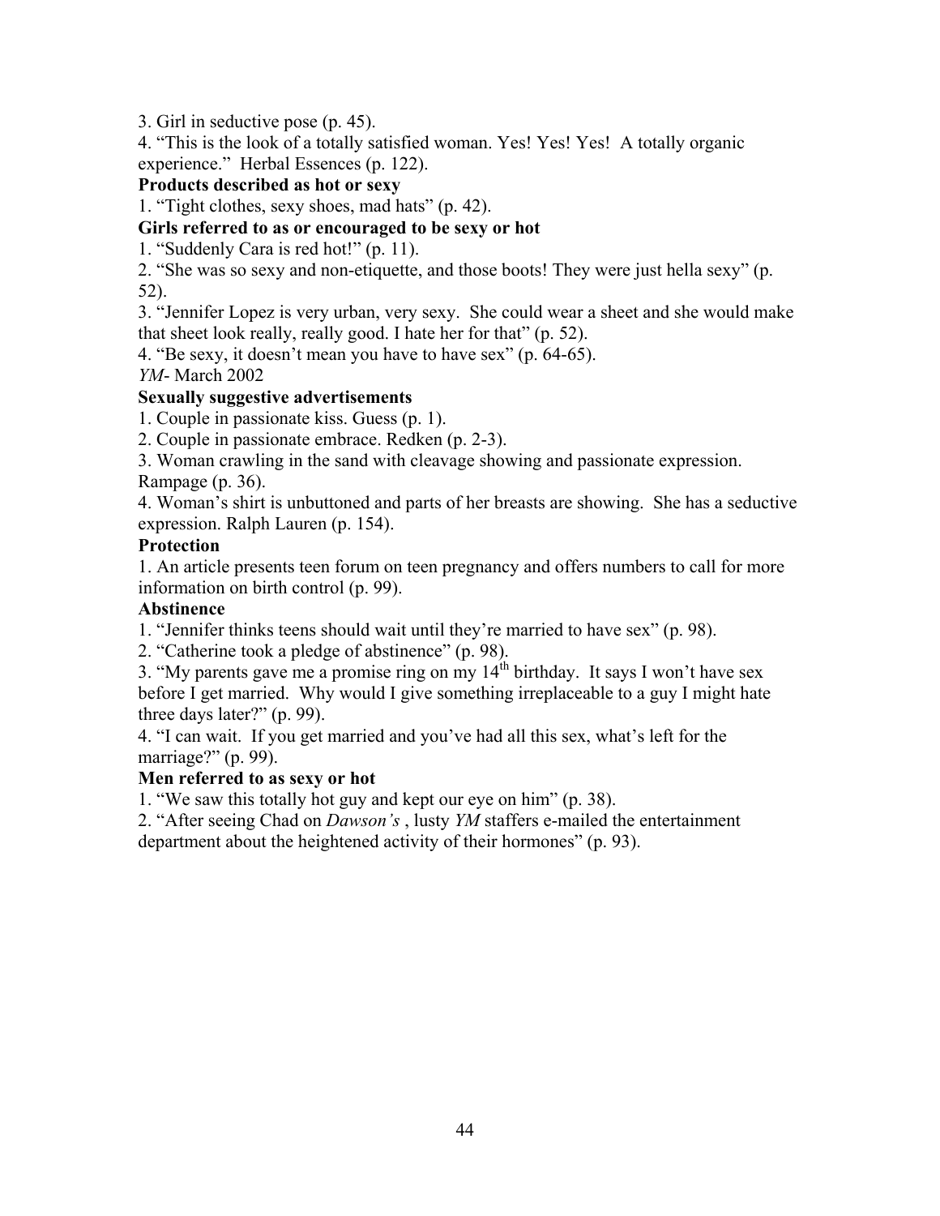3. Girl in seductive pose (p. 45).

4. "This is the look of a totally satisfied woman. Yes! Yes! Yes! A totally organic experience." Herbal Essences (p. 122).

**Products described as hot or sexy**

1. "Tight clothes, sexy shoes, mad hats" (p. 42).

**Girls referred to as or encouraged to be sexy or hot**

1. "Suddenly Cara is red hot!" (p. 11).

2. "She was so sexy and non-etiquette, and those boots! They were just hella sexy" (p. 52).

3. "Jennifer Lopez is very urban, very sexy. She could wear a sheet and she would make that sheet look really, really good. I hate her for that" (p. 52).

4. "Be sexy, it doesn't mean you have to have sex" (p. 64-65).

*YM*- March 2002

**Sexually suggestive advertisements**

1. Couple in passionate kiss. Guess (p. 1).

2. Couple in passionate embrace. Redken (p. 2-3).

3. Woman crawling in the sand with cleavage showing and passionate expression. Rampage (p. 36).

4. Woman's shirt is unbuttoned and parts of her breasts are showing. She has a seductive expression. Ralph Lauren (p. 154).

**Protection**

1. An article presents teen forum on teen pregnancy and offers numbers to call for more information on birth control (p. 99).

**Abstinence**

1. "Jennifer thinks teens should wait until they're married to have sex" (p. 98).

2. "Catherine took a pledge of abstinence" (p. 98).

3. "My parents gave me a promise ring on my 14th birthday. It says I won't have sex before I get married. Why would I give something irreplaceable to a guy I might hate three days later?" (p. 99).

4. "I can wait. If you get married and you've had all this sex, what's left for the marriage?" (p. 99).

**Men referred to as sexy or hot**

1. "We saw this totally hot guy and kept our eye on him" (p. 38).

2. "After seeing Chad on *Dawson's* , lusty *YM* staffers e-mailed the entertainment department about the heightened activity of their hormones" (p. 93).